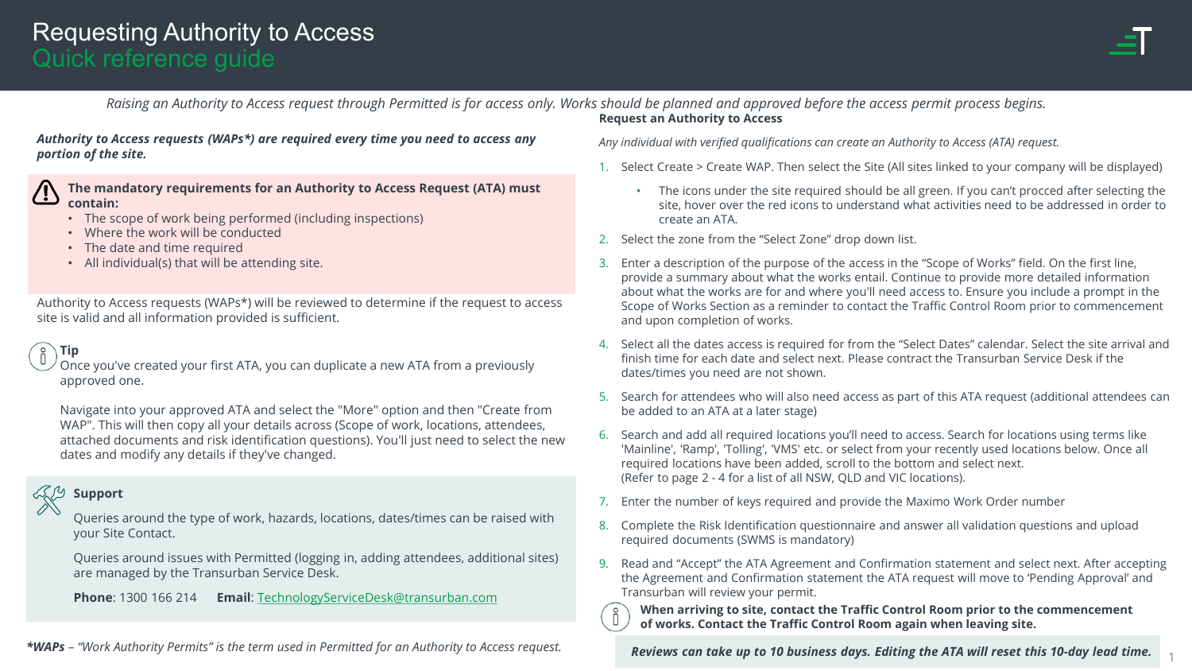# Requesting Authority to Access

## Quick reference guide

*Raising an Authority to Access request through Permitted is for access only. Works should be planned and approved before the access permit process begins.*

***Authority to Access requests (WAPs*) are required every time you need to access any portion of the site.***

**The mandatory requirements for an Authority to Access Request (ATA) must contain:**

- The scope of work being performed (including inspections)
- Where the work will be conducted
- The date and time required
- All individual(s) that will be attending site.

Authority to Access requests (WAPs*) will be reviewed to determine if the request to access site is valid and all information provided is sufficient.

**Tip**

Once you've created your first ATA, you can duplicate a new ATA from a previously approved one.

Navigate into your approved ATA and select the "More" option and then "Create from WAP". This will then copy all your details across (Scope of work, locations, attendees, attached documents and risk identification questions). You'll just need to select the new dates and modify any details if they've changed.

**Support**

Queries around the type of work, hazards, locations, dates/times can be raised with your Site Contact.

Queries around issues with Permitted (logging in, adding attendees, additional sites) are managed by the Transurban Service Desk.

**Phone**: 1300 166 214 **Email**: TechnologyServiceDesk@transurban.com

***WAPs** – *"Work Authority Permits" is the term used in Permitted for an Authority to Access request.*

### Request an Authority to Access

*Any individual with verified qualifications can create an Authority to Access (ATA) request.*

1. Select Create > Create WAP. Then select the Site (All sites linked to your company will be displayed)
   - The icons under the site required should be all green. If you can't procced after selecting the site, hover over the red icons to understand what activities need to be addressed in order to create an ATA.
2. Select the zone from the "Select Zone" drop down list.
3. Enter a description of the purpose of the access in the "Scope of Works" field. On the first line, provide a summary about what the works entail. Continue to provide more detailed information about what the works are for and where you'll need access to. Ensure you include a prompt in the Scope of Works Section as a reminder to contact the Traffic Control Room prior to commencement and upon completion of works.
4. Select all the dates access is required for from the "Select Dates" calendar. Select the site arrival and finish time for each date and select next. Please contract the Transurban Service Desk if the dates/times you need are not shown.
5. Search for attendees who will also need access as part of this ATA request (additional attendees can be added to an ATA at a later stage)
6. Search and add all required locations you'll need to access. Search for locations using terms like 'Mainline', 'Ramp', 'Tolling', 'VMS' etc. or select from your recently used locations below. Once all required locations have been added, scroll to the bottom and select next. (Refer to page 2 - 4 for a list of all NSW, QLD and VIC locations).
7. Enter the number of keys required and provide the Maximo Work Order number
8. Complete the Risk Identification questionnaire and answer all validation questions and upload required documents (SWMS is mandatory)
9. Read and "Accept" the ATA Agreement and Confirmation statement and select next. After accepting the Agreement and Confirmation statement the ATA request will move to 'Pending Approval' and Transurban will review your permit.

**When arriving to site, contact the Traffic Control Room prior to the commencement of works. Contact the Traffic Control Room again when leaving site.**

***Reviews can take up to 10 business days. Editing the ATA will reset this 10-day lead time.***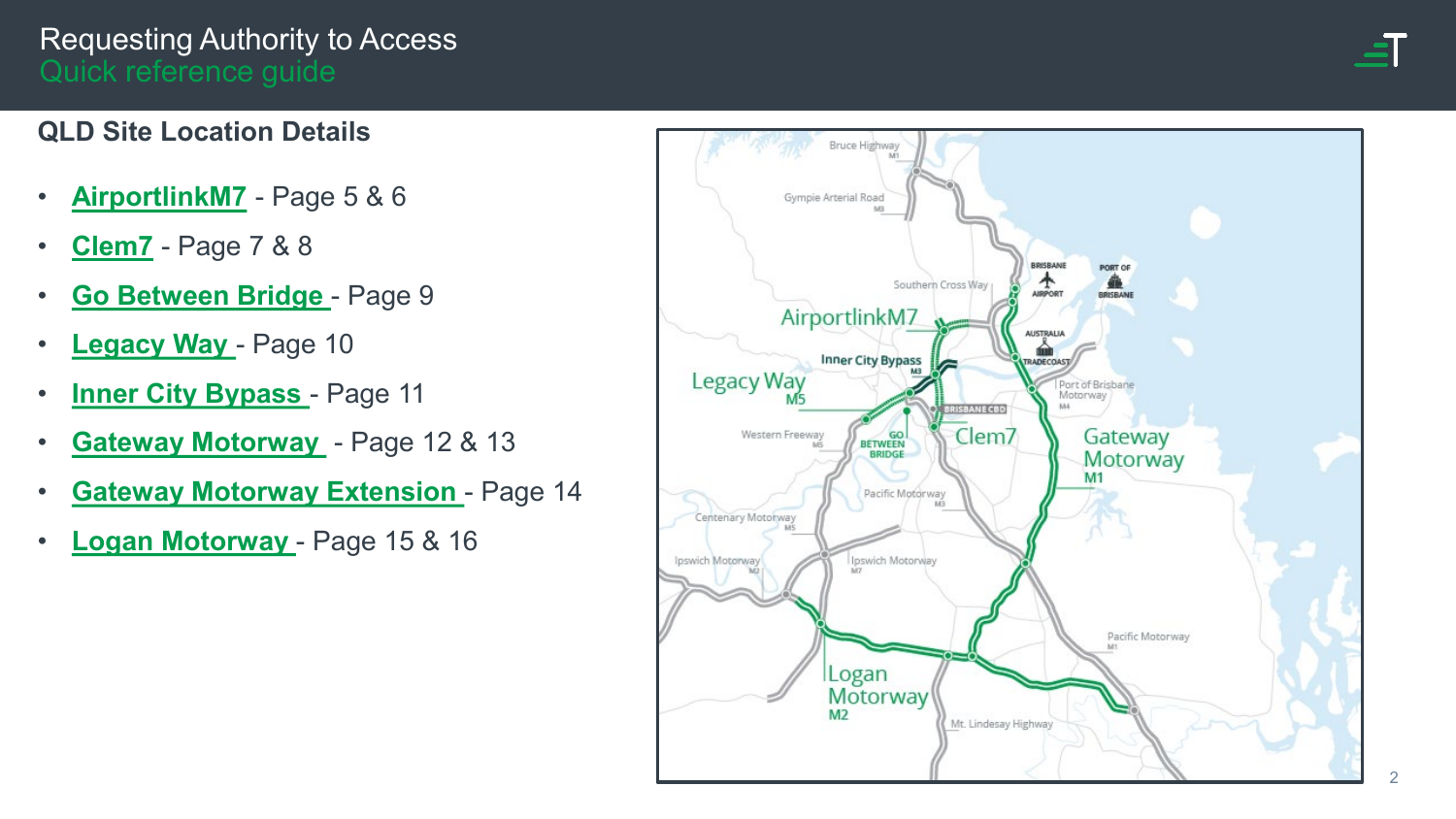# Requesting Authority to Access
## Quick reference guide

### QLD Site Location Details

- **AirportlinkM7** - Page 5 & 6
- **Clem7** - Page 7 & 8
- **Go Between Bridge** - Page 9
- **Legacy Way** - Page 10
- **Inner City Bypass** - Page 11
- **Gateway Motorway** - Page 12 & 13
- **Gateway Motorway Extension** - Page 14
- **Logan Motorway** - Page 15 & 16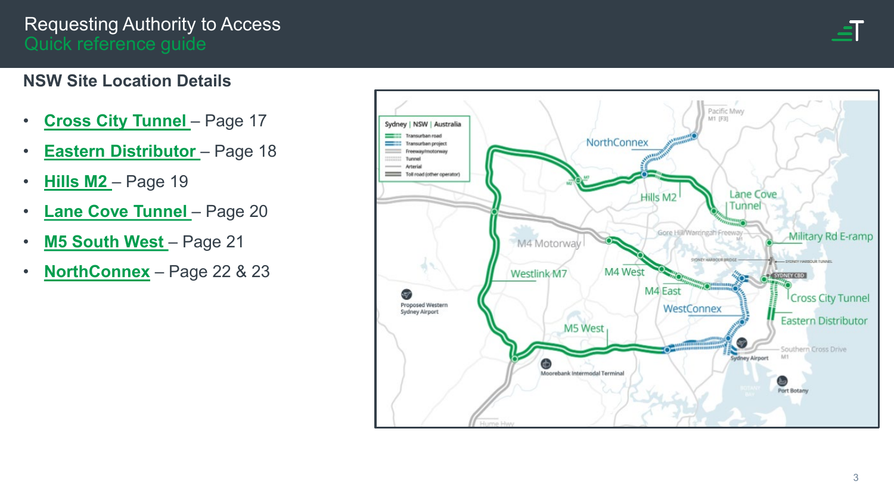# Requesting Authority to Access
## Quick reference guide

### NSW Site Location Details

- **Cross City Tunnel** – Page 17
- **Eastern Distributor** – Page 18
- **Hills M2** – Page 19
- **Lane Cove Tunnel** – Page 20
- **M5 South West** – Page 21
- **NorthConnex** – Page 22 & 23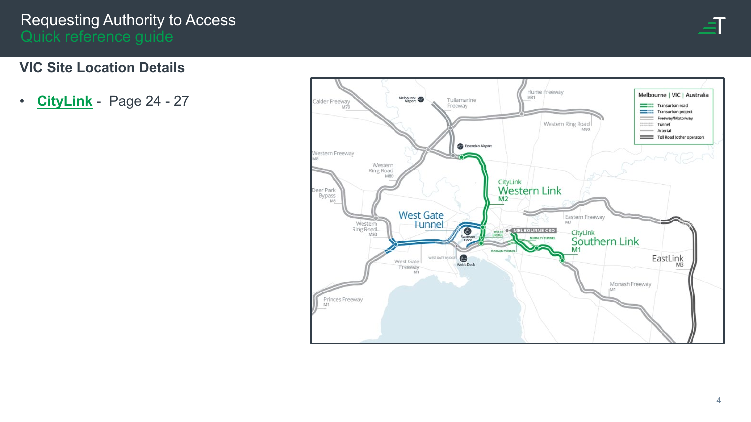# Requesting Authority to Access
## Quick reference guide

### VIC Site Location Details

- **CityLink** - Page 24 - 27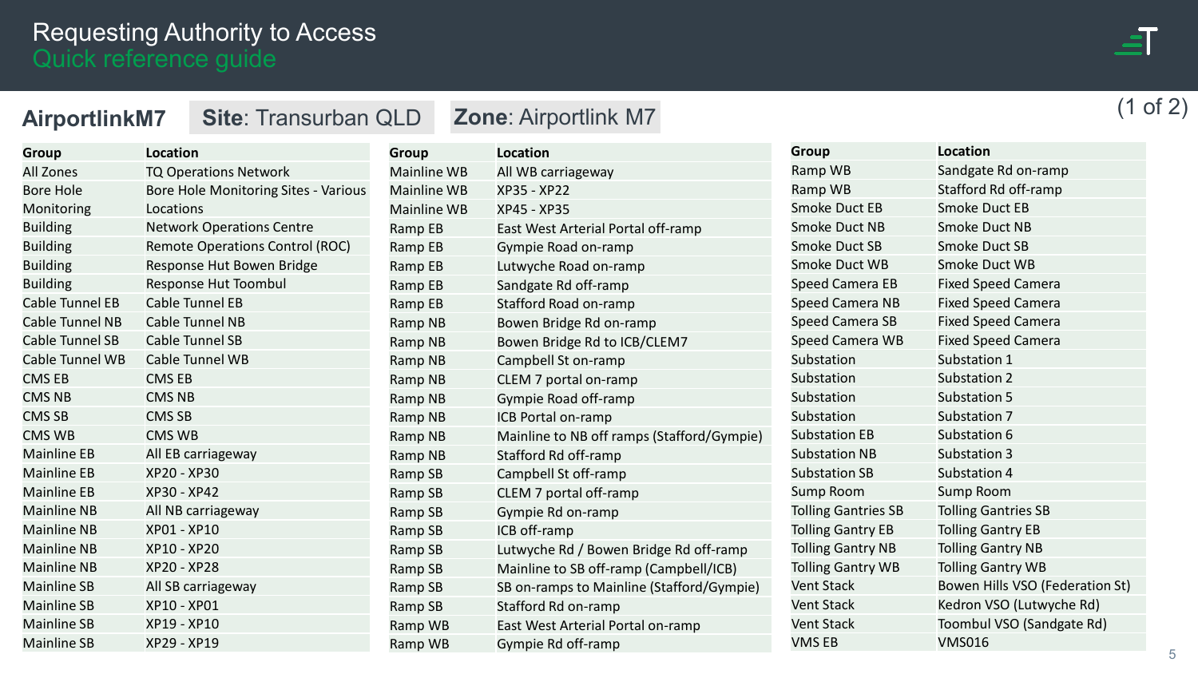# Requesting Authority to Access
## Quick reference guide

**AirportlinkM7** | **Site**: Transurban QLD | **Zone**: Airportlink M7

(1 of 2)

| Group | Location |
|---|---|
| All Zones | TQ Operations Network |
| Bore Hole Monitoring | Bore Hole Monitoring Sites - Various Locations |
| Building | Network Operations Centre |
| Building | Remote Operations Control (ROC) |
| Building | Response Hut Bowen Bridge |
| Building | Response Hut Toombul |
| Cable Tunnel EB | Cable Tunnel EB |
| Cable Tunnel NB | Cable Tunnel NB |
| Cable Tunnel SB | Cable Tunnel SB |
| Cable Tunnel WB | Cable Tunnel WB |
| CMS EB | CMS EB |
| CMS NB | CMS NB |
| CMS SB | CMS SB |
| CMS WB | CMS WB |
| Mainline EB | All EB carriageway |
| Mainline EB | XP20 - XP30 |
| Mainline EB | XP30 - XP42 |
| Mainline NB | All NB carriageway |
| Mainline NB | XP01 - XP10 |
| Mainline NB | XP10 - XP20 |
| Mainline NB | XP20 - XP28 |
| Mainline SB | All SB carriageway |
| Mainline SB | XP10 - XP01 |
| Mainline SB | XP19 - XP10 |
| Mainline SB | XP29 - XP19 |

| Group | Location |
|---|---|
| Mainline WB | All WB carriageway |
| Mainline WB | XP35 - XP22 |
| Mainline WB | XP45 - XP35 |
| Ramp EB | East West Arterial Portal off-ramp |
| Ramp EB | Gympie Road on-ramp |
| Ramp EB | Lutwyche Road on-ramp |
| Ramp EB | Sandgate Rd off-ramp |
| Ramp EB | Stafford Road on-ramp |
| Ramp NB | Bowen Bridge Rd on-ramp |
| Ramp NB | Bowen Bridge Rd to ICB/CLEM7 |
| Ramp NB | Campbell St on-ramp |
| Ramp NB | CLEM 7 portal on-ramp |
| Ramp NB | Gympie Road off-ramp |
| Ramp NB | ICB Portal on-ramp |
| Ramp NB | Mainline to NB off ramps (Stafford/Gympie) |
| Ramp NB | Stafford Rd off-ramp |
| Ramp SB | Campbell St off-ramp |
| Ramp SB | CLEM 7 portal off-ramp |
| Ramp SB | Gympie Rd on-ramp |
| Ramp SB | ICB off-ramp |
| Ramp SB | Lutwyche Rd / Bowen Bridge Rd off-ramp |
| Ramp SB | Mainline to SB off-ramp (Campbell/ICB) |
| Ramp SB | SB on-ramps to Mainline (Stafford/Gympie) |
| Ramp SB | Stafford Rd on-ramp |
| Ramp WB | East West Arterial Portal on-ramp |
| Ramp WB | Gympie Rd off-ramp |

| Group | Location |
|---|---|
| Ramp WB | Sandgate Rd on-ramp |
| Ramp WB | Stafford Rd off-ramp |
| Smoke Duct EB | Smoke Duct EB |
| Smoke Duct NB | Smoke Duct NB |
| Smoke Duct SB | Smoke Duct SB |
| Smoke Duct WB | Smoke Duct WB |
| Speed Camera EB | Fixed Speed Camera |
| Speed Camera NB | Fixed Speed Camera |
| Speed Camera SB | Fixed Speed Camera |
| Speed Camera WB | Fixed Speed Camera |
| Substation | Substation 1 |
| Substation | Substation 2 |
| Substation | Substation 5 |
| Substation | Substation 7 |
| Substation EB | Substation 6 |
| Substation NB | Substation 3 |
| Substation SB | Substation 4 |
| Sump Room | Sump Room |
| Tolling Gantries SB | Tolling Gantries SB |
| Tolling Gantry EB | Tolling Gantry EB |
| Tolling Gantry NB | Tolling Gantry NB |
| Tolling Gantry WB | Tolling Gantry WB |
| Vent Stack | Bowen Hills VSO (Federation St) |
| Vent Stack | Kedron VSO (Lutwyche Rd) |
| Vent Stack | Toombul VSO (Sandgate Rd) |
| VMS EB | VMS016 |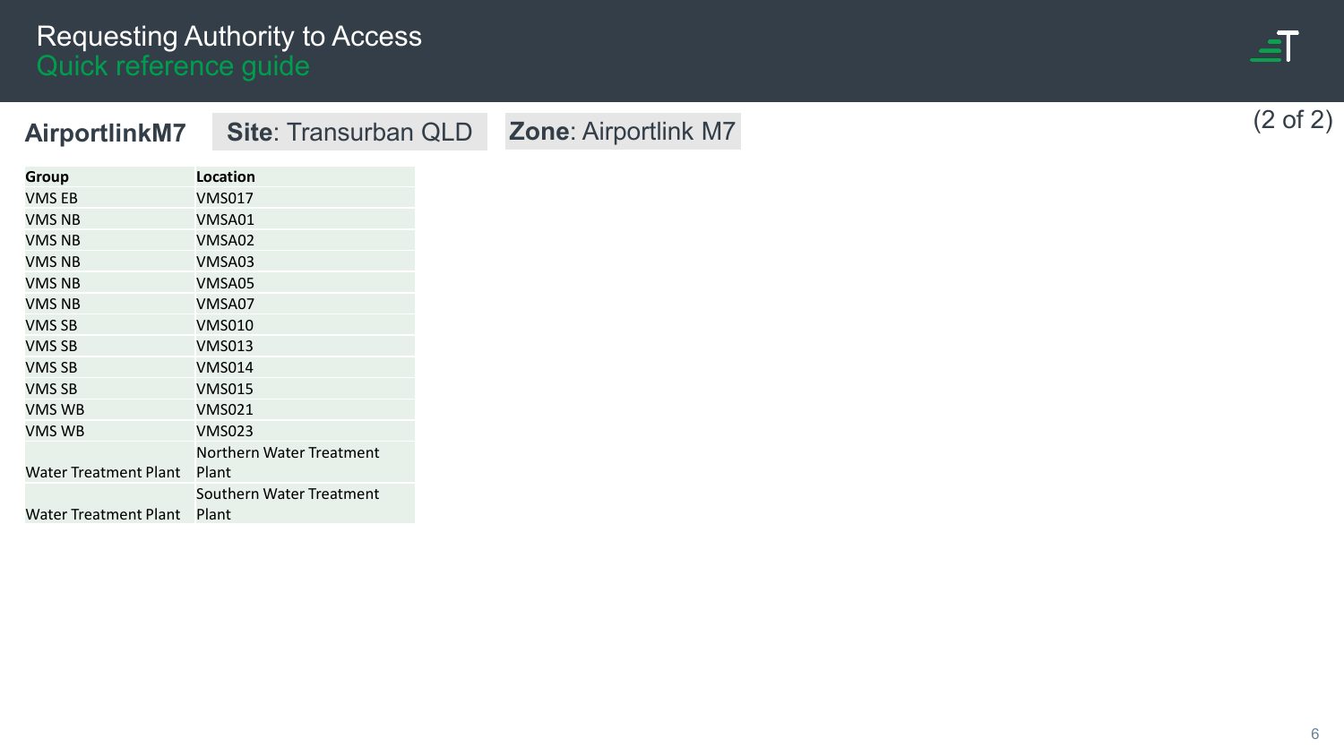# Requesting Authority to Access
## Quick reference guide

**AirportlinkM7** **Site**: Transurban QLD **Zone**: Airportlink M7

(2 of 2)

| Group | Location |
|---|---|
| VMS EB | VMS017 |
| VMS NB | VMSA01 |
| VMS NB | VMSA02 |
| VMS NB | VMSA03 |
| VMS NB | VMSA05 |
| VMS NB | VMSA07 |
| VMS SB | VMS010 |
| VMS SB | VMS013 |
| VMS SB | VMS014 |
| VMS SB | VMS015 |
| VMS WB | VMS021 |
| VMS WB | VMS023 |
| Water Treatment Plant | Northern Water Treatment Plant |
| Water Treatment Plant | Southern Water Treatment Plant |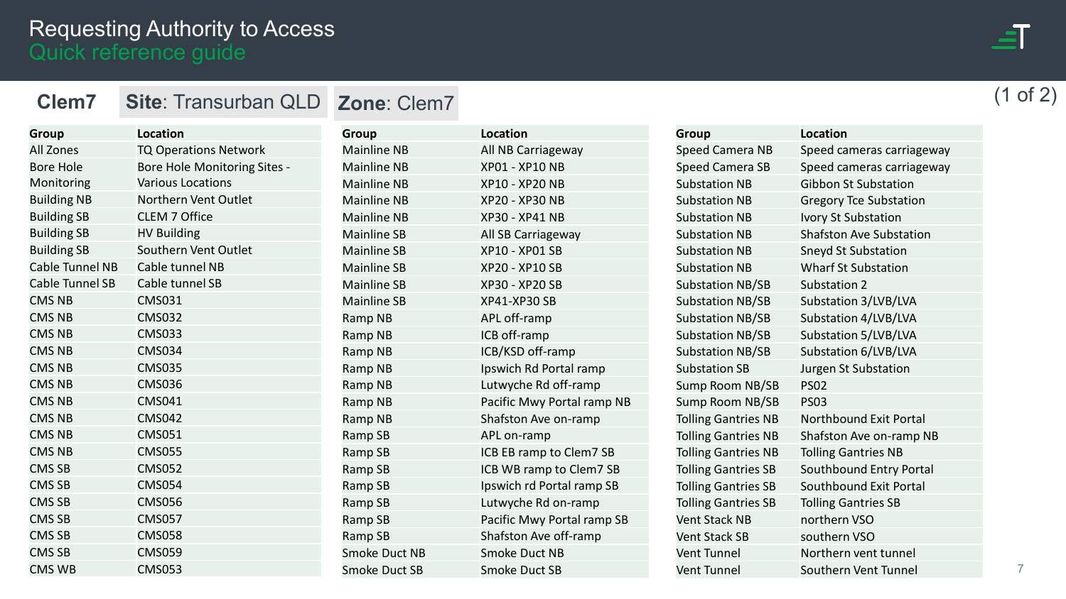# Requesting Authority to Access
## Quick reference guide

**Clem7** **Site**: Transurban QLD **Zone**: Clem7

(1 of 2)

| Group | Location |
|---|---|
| All Zones | TQ Operations Network |
| Bore Hole Monitoring | Bore Hole Monitoring Sites - Various Locations |
| Building NB | Northern Vent Outlet |
| Building SB | CLEM 7 Office |
| Building SB | HV Building |
| Building SB | Southern Vent Outlet |
| Cable Tunnel NB | Cable tunnel NB |
| Cable Tunnel SB | Cable tunnel SB |
| CMS NB | CMS031 |
| CMS NB | CMS032 |
| CMS NB | CMS033 |
| CMS NB | CMS034 |
| CMS NB | CMS035 |
| CMS NB | CMS036 |
| CMS NB | CMS041 |
| CMS NB | CMS042 |
| CMS NB | CMS051 |
| CMS NB | CMS055 |
| CMS SB | CMS052 |
| CMS SB | CMS054 |
| CMS SB | CMS056 |
| CMS SB | CMS057 |
| CMS SB | CMS058 |
| CMS SB | CMS059 |
| CMS WB | CMS053 |

| Group | Location |
|---|---|
| Mainline NB | All NB Carriageway |
| Mainline NB | XP01 - XP10 NB |
| Mainline NB | XP10 - XP20 NB |
| Mainline NB | XP20 - XP30 NB |
| Mainline NB | XP30 - XP41 NB |
| Mainline SB | All SB Carriageway |
| Mainline SB | XP10 - XP01 SB |
| Mainline SB | XP20 - XP10 SB |
| Mainline SB | XP30 - XP20 SB |
| Mainline SB | XP41-XP30 SB |
| Ramp NB | APL off-ramp |
| Ramp NB | ICB off-ramp |
| Ramp NB | ICB/KSD off-ramp |
| Ramp NB | Ipswich Rd Portal ramp |
| Ramp NB | Lutwyche Rd off-ramp |
| Ramp NB | Pacific Mwy Portal ramp NB |
| Ramp NB | Shafston Ave on-ramp |
| Ramp SB | APL on-ramp |
| Ramp SB | ICB EB ramp to Clem7 SB |
| Ramp SB | ICB WB ramp to Clem7 SB |
| Ramp SB | Ipswich rd Portal ramp SB |
| Ramp SB | Lutwyche Rd on-ramp |
| Ramp SB | Pacific Mwy Portal ramp SB |
| Ramp SB | Shafston Ave off-ramp |
| Smoke Duct NB | Smoke Duct NB |
| Smoke Duct SB | Smoke Duct SB |

| Group | Location |
|---|---|
| Speed Camera NB | Speed cameras carriageway |
| Speed Camera SB | Speed cameras carriageway |
| Substation NB | Gibbon St Substation |
| Substation NB | Gregory Tce Substation |
| Substation NB | Ivory St Substation |
| Substation NB | Shafston Ave Substation |
| Substation NB | Sneyd St Substation |
| Substation NB | Wharf St Substation |
| Substation NB/SB | Substation 2 |
| Substation NB/SB | Substation 3/LVB/LVA |
| Substation NB/SB | Substation 4/LVB/LVA |
| Substation NB/SB | Substation 5/LVB/LVA |
| Substation NB/SB | Substation 6/LVB/LVA |
| Substation SB | Jurgen St Substation |
| Sump Room NB/SB | PS02 |
| Sump Room NB/SB | PS03 |
| Tolling Gantries NB | Northbound Exit Portal |
| Tolling Gantries NB | Shafston Ave on-ramp NB |
| Tolling Gantries NB | Tolling Gantries NB |
| Tolling Gantries SB | Southbound Entry Portal |
| Tolling Gantries SB | Southbound Exit Portal |
| Tolling Gantries SB | Tolling Gantries SB |
| Vent Stack NB | northern VSO |
| Vent Stack SB | southern VSO |
| Vent Tunnel | Northern vent tunnel |
| Vent Tunnel | Southern Vent Tunnel |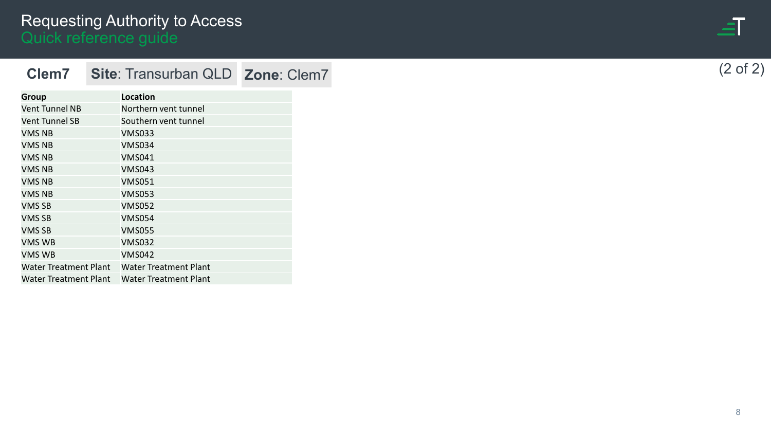# Requesting Authority to Access
## Quick reference guide

**Clem7** **Site**: Transurban QLD **Zone**: Clem7

(2 of 2)

| Group | Location |
| --- | --- |
| Vent Tunnel NB | Northern vent tunnel |
| Vent Tunnel SB | Southern vent tunnel |
| VMS NB | VMS033 |
| VMS NB | VMS034 |
| VMS NB | VMS041 |
| VMS NB | VMS043 |
| VMS NB | VMS051 |
| VMS NB | VMS053 |
| VMS SB | VMS052 |
| VMS SB | VMS054 |
| VMS SB | VMS055 |
| VMS WB | VMS032 |
| VMS WB | VMS042 |
| Water Treatment Plant | Water Treatment Plant |
| Water Treatment Plant | Water Treatment Plant |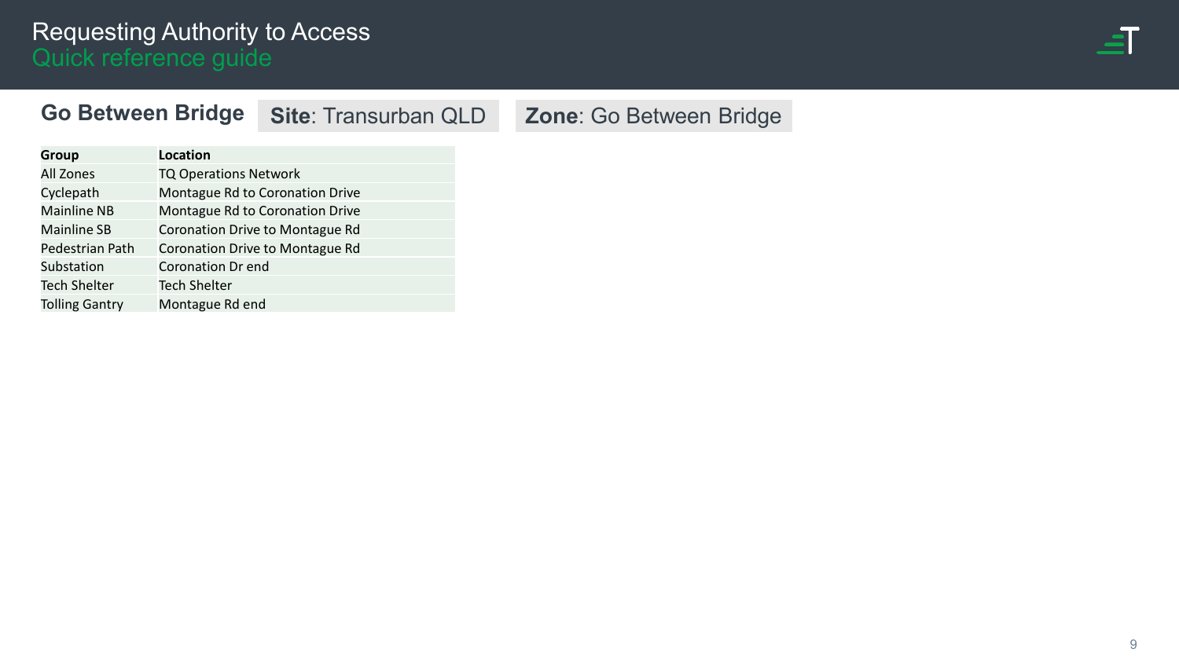# Requesting Authority to Access
## Quick reference guide

### Go Between Bridge

**Site**: Transurban QLD

**Zone**: Go Between Bridge

| Group | Location |
|---|---|
| All Zones | TQ Operations Network |
| Cyclepath | Montague Rd to Coronation Drive |
| Mainline NB | Montague Rd to Coronation Drive |
| Mainline SB | Coronation Drive to Montague Rd |
| Pedestrian Path | Coronation Drive to Montague Rd |
| Substation | Coronation Dr end |
| Tech Shelter | Tech Shelter |
| Tolling Gantry | Montague Rd end |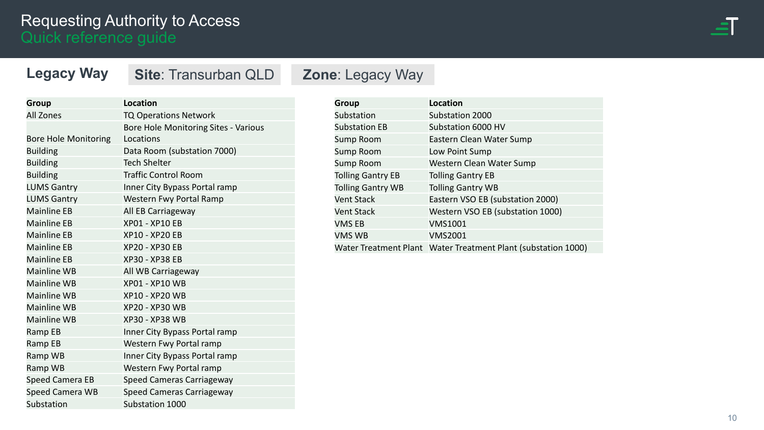# Requesting Authority to Access
## Quick reference guide

**Legacy Way** | **Site**: Transurban QLD | **Zone**: Legacy Way

| Group | Location |
|---|---|
| All Zones | TQ Operations Network |
| Bore Hole Monitoring | Bore Hole Monitoring Sites - Various Locations |
| Building | Data Room (substation 7000) |
| Building | Tech Shelter |
| Building | Traffic Control Room |
| LUMS Gantry | Inner City Bypass Portal ramp |
| LUMS Gantry | Western Fwy Portal Ramp |
| Mainline EB | All EB Carriageway |
| Mainline EB | XP01 - XP10 EB |
| Mainline EB | XP10 - XP20 EB |
| Mainline EB | XP20 - XP30 EB |
| Mainline EB | XP30 - XP38 EB |
| Mainline WB | All WB Carriageway |
| Mainline WB | XP01 - XP10 WB |
| Mainline WB | XP10 - XP20 WB |
| Mainline WB | XP20 - XP30 WB |
| Mainline WB | XP30 - XP38 WB |
| Ramp EB | Inner City Bypass Portal ramp |
| Ramp EB | Western Fwy Portal ramp |
| Ramp WB | Inner City Bypass Portal ramp |
| Ramp WB | Western Fwy Portal ramp |
| Speed Camera EB | Speed Cameras Carriageway |
| Speed Camera WB | Speed Cameras Carriageway |
| Substation | Substation 1000 |
| Substation | Substation 2000 |
| Substation EB | Substation 6000 HV |
| Sump Room | Eastern Clean Water Sump |
| Sump Room | Low Point Sump |
| Sump Room | Western Clean Water Sump |
| Tolling Gantry EB | Tolling Gantry EB |
| Tolling Gantry WB | Tolling Gantry WB |
| Vent Stack | Eastern VSO EB (substation 2000) |
| Vent Stack | Western VSO EB (substation 1000) |
| VMS EB | VMS1001 |
| VMS WB | VMS2001 |
| Water Treatment Plant | Water Treatment Plant (substation 1000) |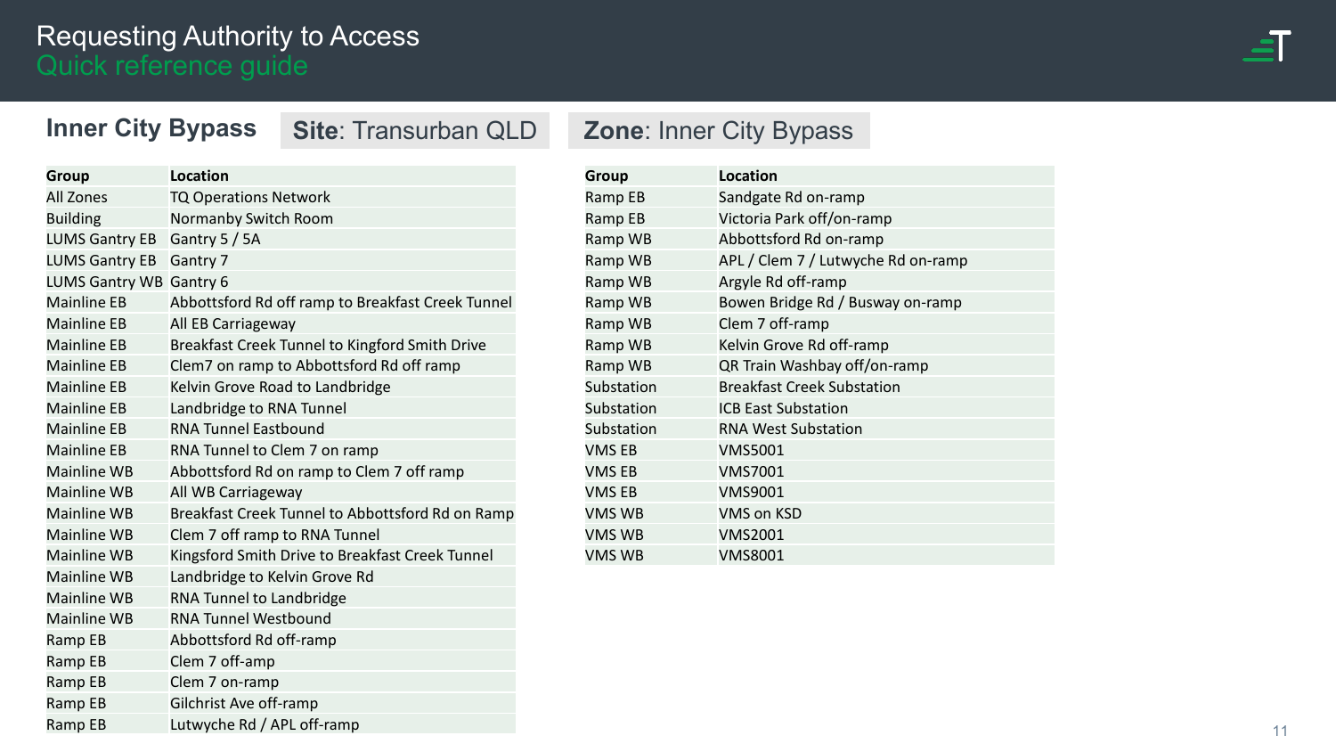# Requesting Authority to Access
## Quick reference guide

### Inner City Bypass

**Site**: Transurban QLD

| Group | Location |
|---|---|
| All Zones | TQ Operations Network |
| Building | Normanby Switch Room |
| LUMS Gantry EB | Gantry 5 / 5A |
| LUMS Gantry EB | Gantry 7 |
| LUMS Gantry WB | Gantry 6 |
| Mainline EB | Abbottsford Rd off ramp to Breakfast Creek Tunnel |
| Mainline EB | All EB Carriageway |
| Mainline EB | Breakfast Creek Tunnel to Kingford Smith Drive |
| Mainline EB | Clem7 on ramp to Abbottsford Rd off ramp |
| Mainline EB | Kelvin Grove Road to Landbridge |
| Mainline EB | Landbridge to RNA Tunnel |
| Mainline EB | RNA Tunnel Eastbound |
| Mainline EB | RNA Tunnel to Clem 7 on ramp |
| Mainline WB | Abbottsford Rd on ramp to Clem 7 off ramp |
| Mainline WB | All WB Carriageway |
| Mainline WB | Breakfast Creek Tunnel to Abbottsford Rd on Ramp |
| Mainline WB | Clem 7 off ramp to RNA Tunnel |
| Mainline WB | Kingsford Smith Drive to Breakfast Creek Tunnel |
| Mainline WB | Landbridge to Kelvin Grove Rd |
| Mainline WB | RNA Tunnel to Landbridge |
| Mainline WB | RNA Tunnel Westbound |
| Ramp EB | Abbottsford Rd off-ramp |
| Ramp EB | Clem 7 off-amp |
| Ramp EB | Clem 7 on-ramp |
| Ramp EB | Gilchrist Ave off-ramp |
| Ramp EB | Lutwyche Rd / APL off-ramp |

**Zone**: Inner City Bypass

| Group | Location |
|---|---|
| Ramp EB | Sandgate Rd on-ramp |
| Ramp EB | Victoria Park off/on-ramp |
| Ramp WB | Abbottsford Rd on-ramp |
| Ramp WB | APL / Clem 7 / Lutwyche Rd on-ramp |
| Ramp WB | Argyle Rd off-ramp |
| Ramp WB | Bowen Bridge Rd / Busway on-ramp |
| Ramp WB | Clem 7 off-ramp |
| Ramp WB | Kelvin Grove Rd off-ramp |
| Ramp WB | QR Train Washbay off/on-ramp |
| Substation | Breakfast Creek Substation |
| Substation | ICB East Substation |
| Substation | RNA West Substation |
| VMS EB | VMS5001 |
| VMS EB | VMS7001 |
| VMS EB | VMS9001 |
| VMS WB | VMS on KSD |
| VMS WB | VMS2001 |
| VMS WB | VMS8001 |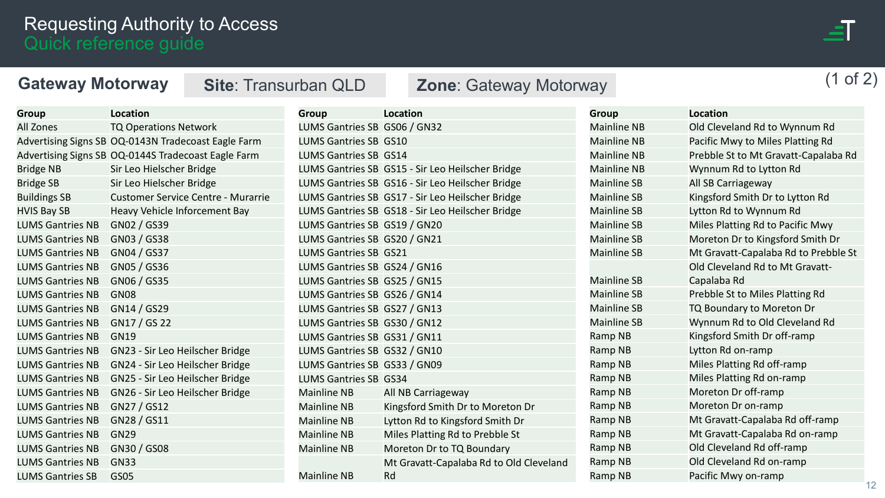# Requesting Authority to Access
## Quick reference guide

**Gateway Motorway** | **Site**: Transurban QLD | **Zone**: Gateway Motorway

(1 of 2)

| Group | Location |
|---|---|
| All Zones | TQ Operations Network |
| Advertising Signs SB | OQ-0143N Tradecoast Eagle Farm |
| Advertising Signs SB | OQ-0144S Tradecoast Eagle Farm |
| Bridge NB | Sir Leo Hielscher Bridge |
| Bridge SB | Sir Leo Hielscher Bridge |
| Buildings SB | Customer Service Centre - Murarrie |
| HVIS Bay SB | Heavy Vehicle Inforcement Bay |
| LUMS Gantries NB | GN02 / GS39 |
| LUMS Gantries NB | GN03 / GS38 |
| LUMS Gantries NB | GN04 / GS37 |
| LUMS Gantries NB | GN05 / GS36 |
| LUMS Gantries NB | GN06 / GS35 |
| LUMS Gantries NB | GN08 |
| LUMS Gantries NB | GN14 / GS29 |
| LUMS Gantries NB | GN17 / GS 22 |
| LUMS Gantries NB | GN19 |
| LUMS Gantries NB | GN23 - Sir Leo Heilscher Bridge |
| LUMS Gantries NB | GN24 - Sir Leo Heilscher Bridge |
| LUMS Gantries NB | GN25 - Sir Leo Heilscher Bridge |
| LUMS Gantries NB | GN26 - Sir Leo Heilscher Bridge |
| LUMS Gantries NB | GN27 / GS12 |
| LUMS Gantries NB | GN28 / GS11 |
| LUMS Gantries NB | GN29 |
| LUMS Gantries NB | GN30 / GS08 |
| LUMS Gantries NB | GN33 |
| LUMS Gantries SB | GS05 |
| LUMS Gantries SB | GS06 / GN32 |
| LUMS Gantries SB | GS10 |
| LUMS Gantries SB | GS14 |
| LUMS Gantries SB | GS15 - Sir Leo Heilscher Bridge |
| LUMS Gantries SB | GS16 - Sir Leo Heilscher Bridge |
| LUMS Gantries SB | GS17 - Sir Leo Heilscher Bridge |
| LUMS Gantries SB | GS18 - Sir Leo Heilscher Bridge |
| LUMS Gantries SB | GS19 / GN20 |
| LUMS Gantries SB | GS20 / GN21 |
| LUMS Gantries SB | GS21 |
| LUMS Gantries SB | GS24 / GN16 |
| LUMS Gantries SB | GS25 / GN15 |
| LUMS Gantries SB | GS26 / GN14 |
| LUMS Gantries SB | GS27 / GN13 |
| LUMS Gantries SB | GS30 / GN12 |
| LUMS Gantries SB | GS31 / GN11 |
| LUMS Gantries SB | GS32 / GN10 |
| LUMS Gantries SB | GS33 / GN09 |
| LUMS Gantries SB | GS34 |
| Mainline NB | All NB Carriageway |
| Mainline NB | Kingsford Smith Dr to Moreton Dr |
| Mainline NB | Lytton Rd to Kingsford Smith Dr |
| Mainline NB | Miles Platting Rd to Prebble St |
| Mainline NB | Moreton Dr to TQ Boundary |
| Mainline NB | Mt Gravatt-Capalaba Rd to Old Cleveland Rd |
| Mainline NB | Old Cleveland Rd to Wynnum Rd |
| Mainline NB | Pacific Mwy to Miles Platting Rd |
| Mainline NB | Prebble St to Mt Gravatt-Capalaba Rd |
| Mainline NB | Wynnum Rd to Lytton Rd |
| Mainline SB | All SB Carriageway |
| Mainline SB | Kingsford Smith Dr to Lytton Rd |
| Mainline SB | Lytton Rd to Wynnum Rd |
| Mainline SB | Miles Platting Rd to Pacific Mwy |
| Mainline SB | Moreton Dr to Kingsford Smith Dr |
| Mainline SB | Mt Gravatt-Capalaba Rd to Prebble St |
| Mainline SB | Old Cleveland Rd to Mt Gravatt-Capalaba Rd |
| Mainline SB | Prebble St to Miles Platting Rd |
| Mainline SB | TQ Boundary to Moreton Dr |
| Mainline SB | Wynnum Rd to Old Cleveland Rd |
| Ramp NB | Kingsford Smith Dr off-ramp |
| Ramp NB | Lytton Rd on-ramp |
| Ramp NB | Miles Platting Rd off-ramp |
| Ramp NB | Miles Platting Rd on-ramp |
| Ramp NB | Moreton Dr off-ramp |
| Ramp NB | Moreton Dr on-ramp |
| Ramp NB | Mt Gravatt-Capalaba Rd off-ramp |
| Ramp NB | Mt Gravatt-Capalaba Rd on-ramp |
| Ramp NB | Old Cleveland Rd off-ramp |
| Ramp NB | Old Cleveland Rd on-ramp |
| Ramp NB | Pacific Mwy on-ramp |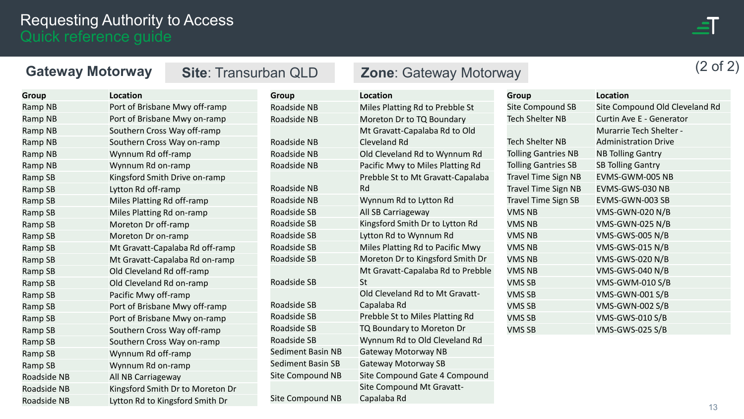# Requesting Authority to Access

## Quick reference guide

**Gateway Motorway** | **Site**: Transurban QLD | **Zone**: Gateway Motorway

(2 of 2)

| Group | Location |
|---|---|
| Ramp NB | Port of Brisbane Mwy off-ramp |
| Ramp NB | Port of Brisbane Mwy on-ramp |
| Ramp NB | Southern Cross Way off-ramp |
| Ramp NB | Southern Cross Way on-ramp |
| Ramp NB | Wynnum Rd off-ramp |
| Ramp NB | Wynnum Rd on-ramp |
| Ramp SB | Kingsford Smith Drive on-ramp |
| Ramp SB | Lytton Rd off-ramp |
| Ramp SB | Miles Platting Rd off-ramp |
| Ramp SB | Miles Platting Rd on-ramp |
| Ramp SB | Moreton Dr off-ramp |
| Ramp SB | Moreton Dr on-ramp |
| Ramp SB | Mt Gravatt-Capalaba Rd off-ramp |
| Ramp SB | Mt Gravatt-Capalaba Rd on-ramp |
| Ramp SB | Old Cleveland Rd off-ramp |
| Ramp SB | Old Cleveland Rd on-ramp |
| Ramp SB | Pacific Mwy off-ramp |
| Ramp SB | Port of Brisbane Mwy off-ramp |
| Ramp SB | Port of Brisbane Mwy on-ramp |
| Ramp SB | Southern Cross Way off-ramp |
| Ramp SB | Southern Cross Way on-ramp |
| Ramp SB | Wynnum Rd off-ramp |
| Ramp SB | Wynnum Rd on-ramp |
| Roadside NB | All NB Carriageway |
| Roadside NB | Kingsford Smith Dr to Moreton Dr |
| Roadside NB | Lytton Rd to Kingsford Smith Dr |
| Roadside NB | Miles Platting Rd to Prebble St |
| Roadside NB | Moreton Dr to TQ Boundary |
| Roadside NB | Mt Gravatt-Capalaba Rd to Old Cleveland Rd |
| Roadside NB | Old Cleveland Rd to Wynnum Rd |
| Roadside NB | Pacific Mwy to Miles Platting Rd |
| Roadside NB | Prebble St to Mt Gravatt-Capalaba Rd |
| Roadside NB | Wynnum Rd to Lytton Rd |
| Roadside SB | All SB Carriageway |
| Roadside SB | Kingsford Smith Dr to Lytton Rd |
| Roadside SB | Lytton Rd to Wynnum Rd |
| Roadside SB | Miles Platting Rd to Pacific Mwy |
| Roadside SB | Moreton Dr to Kingsford Smith Dr |
| Roadside SB | Mt Gravatt-Capalaba Rd to Prebble St |
| Roadside SB | Old Cleveland Rd to Mt Gravatt-Capalaba Rd |
| Roadside SB | Prebble St to Miles Platting Rd |
| Roadside SB | TQ Boundary to Moreton Dr |
| Roadside SB | Wynnum Rd to Old Cleveland Rd |
| Sediment Basin NB | Gateway Motorway NB |
| Sediment Basin SB | Gateway Motorway SB |
| Site Compound NB | Site Compound Gate 4 Compound |
| Site Compound NB | Site Compound Mt Gravatt-Capalaba Rd |
| Site Compound SB | Site Compound Old Cleveland Rd |
| Tech Shelter NB | Curtin Ave E - Generator |
| Tech Shelter NB | Murarrie Tech Shelter - Administration Drive |
| Tolling Gantries NB | NB Tolling Gantry |
| Tolling Gantries SB | SB Tolling Gantry |
| Travel Time Sign NB | EVMS-GWM-005 NB |
| Travel Time Sign NB | EVMS-GWS-030 NB |
| Travel Time Sign SB | EVMS-GWN-003 SB |
| VMS NB | VMS-GWN-020 N/B |
| VMS NB | VMS-GWN-025 N/B |
| VMS NB | VMS-GWS-005 N/B |
| VMS NB | VMS-GWS-015 N/B |
| VMS NB | VMS-GWS-020 N/B |
| VMS NB | VMS-GWS-040 N/B |
| VMS SB | VMS-GWM-010 S/B |
| VMS SB | VMS-GWN-001 S/B |
| VMS SB | VMS-GWN-002 S/B |
| VMS SB | VMS-GWS-010 S/B |
| VMS SB | VMS-GWS-025 S/B |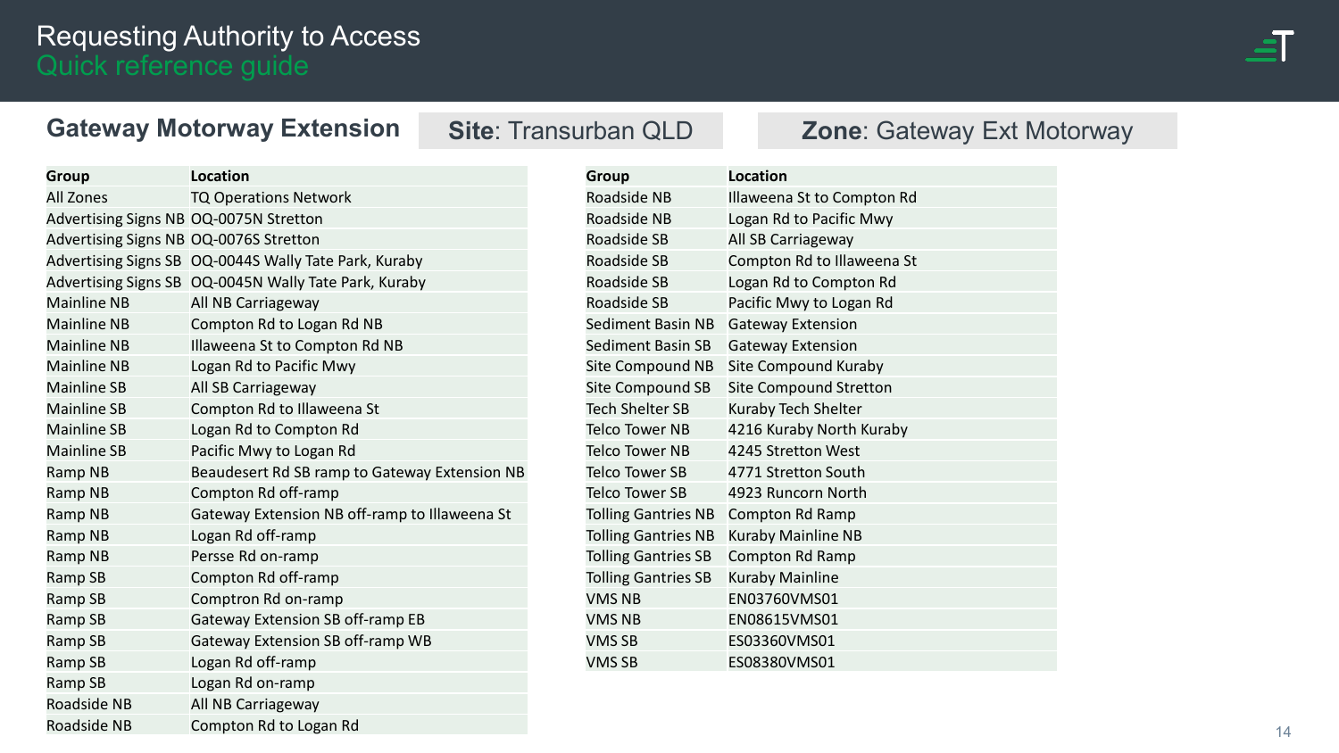# Requesting Authority to Access
## Quick reference guide

### Gateway Motorway Extension

**Site**: Transurban QLD

**Zone**: Gateway Ext Motorway

| Group | Location |
|---|---|
| All Zones | TQ Operations Network |
| Advertising Signs NB | OQ-0075N Stretton |
| Advertising Signs NB | OQ-0076S Stretton |
| Advertising Signs SB | OQ-0044S Wally Tate Park, Kuraby |
| Advertising Signs SB | OQ-0045N Wally Tate Park, Kuraby |
| Mainline NB | All NB Carriageway |
| Mainline NB | Compton Rd to Logan Rd NB |
| Mainline NB | Illaweena St to Compton Rd NB |
| Mainline NB | Logan Rd to Pacific Mwy |
| Mainline SB | All SB Carriageway |
| Mainline SB | Compton Rd to Illaweena St |
| Mainline SB | Logan Rd to Compton Rd |
| Mainline SB | Pacific Mwy to Logan Rd |
| Ramp NB | Beaudesert Rd SB ramp to Gateway Extension NB |
| Ramp NB | Compton Rd off-ramp |
| Ramp NB | Gateway Extension NB off-ramp to Illaweena St |
| Ramp NB | Logan Rd off-ramp |
| Ramp NB | Persse Rd on-ramp |
| Ramp SB | Compton Rd off-ramp |
| Ramp SB | Comptron Rd on-ramp |
| Ramp SB | Gateway Extension SB off-ramp EB |
| Ramp SB | Gateway Extension SB off-ramp WB |
| Ramp SB | Logan Rd off-ramp |
| Ramp SB | Logan Rd on-ramp |
| Roadside NB | All NB Carriageway |
| Roadside NB | Compton Rd to Logan Rd |

| Group | Location |
|---|---|
| Roadside NB | Illaweena St to Compton Rd |
| Roadside NB | Logan Rd to Pacific Mwy |
| Roadside SB | All SB Carriageway |
| Roadside SB | Compton Rd to Illaweena St |
| Roadside SB | Logan Rd to Compton Rd |
| Roadside SB | Pacific Mwy to Logan Rd |
| Sediment Basin NB | Gateway Extension |
| Sediment Basin SB | Gateway Extension |
| Site Compound NB | Site Compound Kuraby |
| Site Compound SB | Site Compound Stretton |
| Tech Shelter SB | Kuraby Tech Shelter |
| Telco Tower NB | 4216 Kuraby North Kuraby |
| Telco Tower NB | 4245 Stretton West |
| Telco Tower SB | 4771 Stretton South |
| Telco Tower SB | 4923 Runcorn North |
| Tolling Gantries NB | Compton Rd Ramp |
| Tolling Gantries NB | Kuraby Mainline NB |
| Tolling Gantries SB | Compton Rd Ramp |
| Tolling Gantries SB | Kuraby Mainline |
| VMS NB | EN03760VMS01 |
| VMS NB | EN08615VMS01 |
| VMS SB | ES03360VMS01 |
| VMS SB | ES08380VMS01 |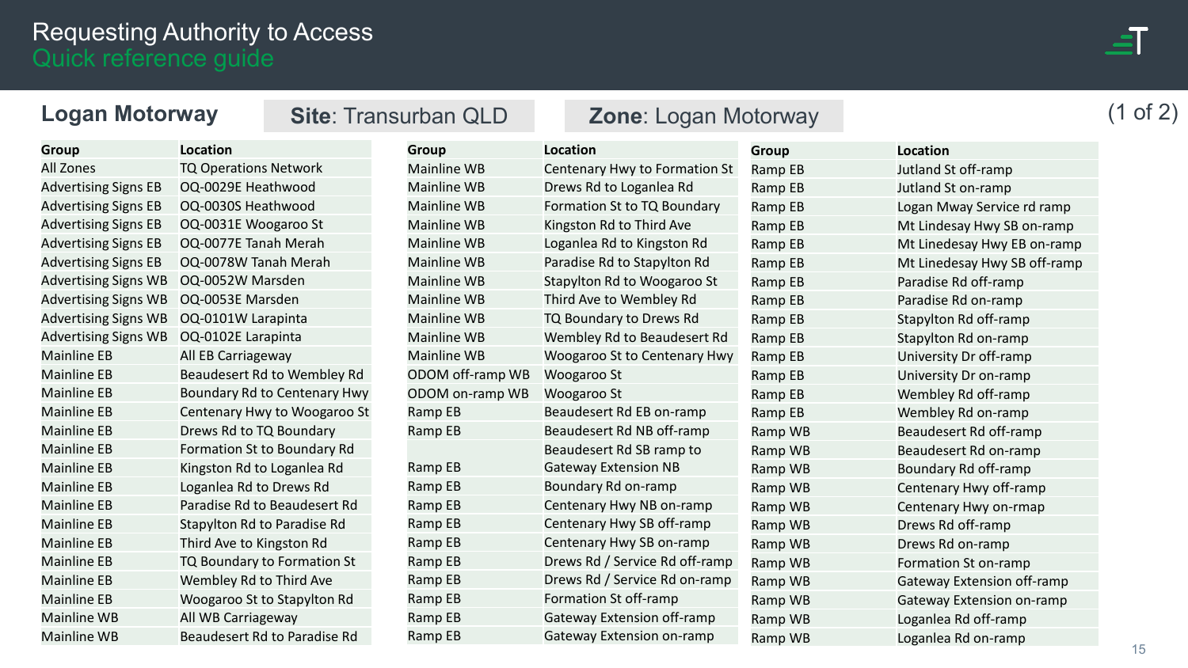# Requesting Authority to Access
## Quick reference guide

## Logan Motorway

**Site**: Transurban QLD

**Zone**: Logan Motorway

| Group | Location |
|---|---|
| All Zones | TQ Operations Network |
| Advertising Signs EB | OQ-0029E Heathwood |
| Advertising Signs EB | OQ-0030S Heathwood |
| Advertising Signs EB | OQ-0031E Woogaroo St |
| Advertising Signs EB | OQ-0077E Tanah Merah |
| Advertising Signs EB | OQ-0078W Tanah Merah |
| Advertising Signs WB | OQ-0052W Marsden |
| Advertising Signs WB | OQ-0053E Marsden |
| Advertising Signs WB | OQ-0101W Larapinta |
| Advertising Signs WB | OQ-0102E Larapinta |
| Mainline EB | All EB Carriageway |
| Mainline EB | Beaudesert Rd to Wembley Rd |
| Mainline EB | Boundary Rd to Centenary Hwy |
| Mainline EB | Centenary Hwy to Woogaroo St |
| Mainline EB | Drews Rd to TQ Boundary |
| Mainline EB | Formation St to Boundary Rd |
| Mainline EB | Kingston Rd to Loganlea Rd |
| Mainline EB | Loganlea Rd to Drews Rd |
| Mainline EB | Paradise Rd to Beaudesert Rd |
| Mainline EB | Stapylton Rd to Paradise Rd |
| Mainline EB | Third Ave to Kingston Rd |
| Mainline EB | TQ Boundary to Formation St |
| Mainline EB | Wembley Rd to Third Ave |
| Mainline EB | Woogaroo St to Stapylton Rd |
| Mainline WB | All WB Carriageway |
| Mainline WB | Beaudesert Rd to Paradise Rd |
| Mainline WB | Centenary Hwy to Formation St |
| Mainline WB | Drews Rd to Loganlea Rd |
| Mainline WB | Formation St to TQ Boundary |
| Mainline WB | Kingston Rd to Third Ave |
| Mainline WB | Loganlea Rd to Kingston Rd |
| Mainline WB | Paradise Rd to Stapylton Rd |
| Mainline WB | Stapylton Rd to Woogaroo St |
| Mainline WB | Third Ave to Wembley Rd |
| Mainline WB | TQ Boundary to Drews Rd |
| Mainline WB | Wembley Rd to Beaudesert Rd |
| Mainline WB | Woogaroo St to Centenary Hwy |
| ODOM off-ramp WB | Woogaroo St |
| ODOM on-ramp WB | Woogaroo St |
| Ramp EB | Beaudesert Rd EB on-ramp |
| Ramp EB | Beaudesert Rd NB off-ramp |
| Ramp EB | Beaudesert Rd SB ramp to Gateway Extension NB |
| Ramp EB | Boundary Rd on-ramp |
| Ramp EB | Centenary Hwy NB on-ramp |
| Ramp EB | Centenary Hwy SB off-ramp |
| Ramp EB | Centenary Hwy SB on-ramp |
| Ramp EB | Drews Rd / Service Rd off-ramp |
| Ramp EB | Drews Rd / Service Rd on-ramp |
| Ramp EB | Formation St off-ramp |
| Ramp EB | Gateway Extension off-ramp |
| Ramp EB | Gateway Extension on-ramp |
| Ramp EB | Jutland St off-ramp |
| Ramp EB | Jutland St on-ramp |
| Ramp EB | Logan Mway Service rd ramp |
| Ramp EB | Mt Lindesay Hwy SB on-ramp |
| Ramp EB | Mt Linedesay Hwy EB on-ramp |
| Ramp EB | Mt Linedesay Hwy SB off-ramp |
| Ramp EB | Paradise Rd off-ramp |
| Ramp EB | Paradise Rd on-ramp |
| Ramp EB | Stapylton Rd off-ramp |
| Ramp EB | Stapylton Rd on-ramp |
| Ramp EB | University Dr off-ramp |
| Ramp EB | University Dr on-ramp |
| Ramp EB | Wembley Rd off-ramp |
| Ramp EB | Wembley Rd on-ramp |
| Ramp WB | Beaudesert Rd off-ramp |
| Ramp WB | Beaudesert Rd on-ramp |
| Ramp WB | Boundary Rd off-ramp |
| Ramp WB | Centenary Hwy off-ramp |
| Ramp WB | Centenary Hwy on-rmap |
| Ramp WB | Drews Rd off-ramp |
| Ramp WB | Drews Rd on-ramp |
| Ramp WB | Formation St on-ramp |
| Ramp WB | Gateway Extension off-ramp |
| Ramp WB | Gateway Extension on-ramp |
| Ramp WB | Loganlea Rd off-ramp |
| Ramp WB | Loganlea Rd on-ramp |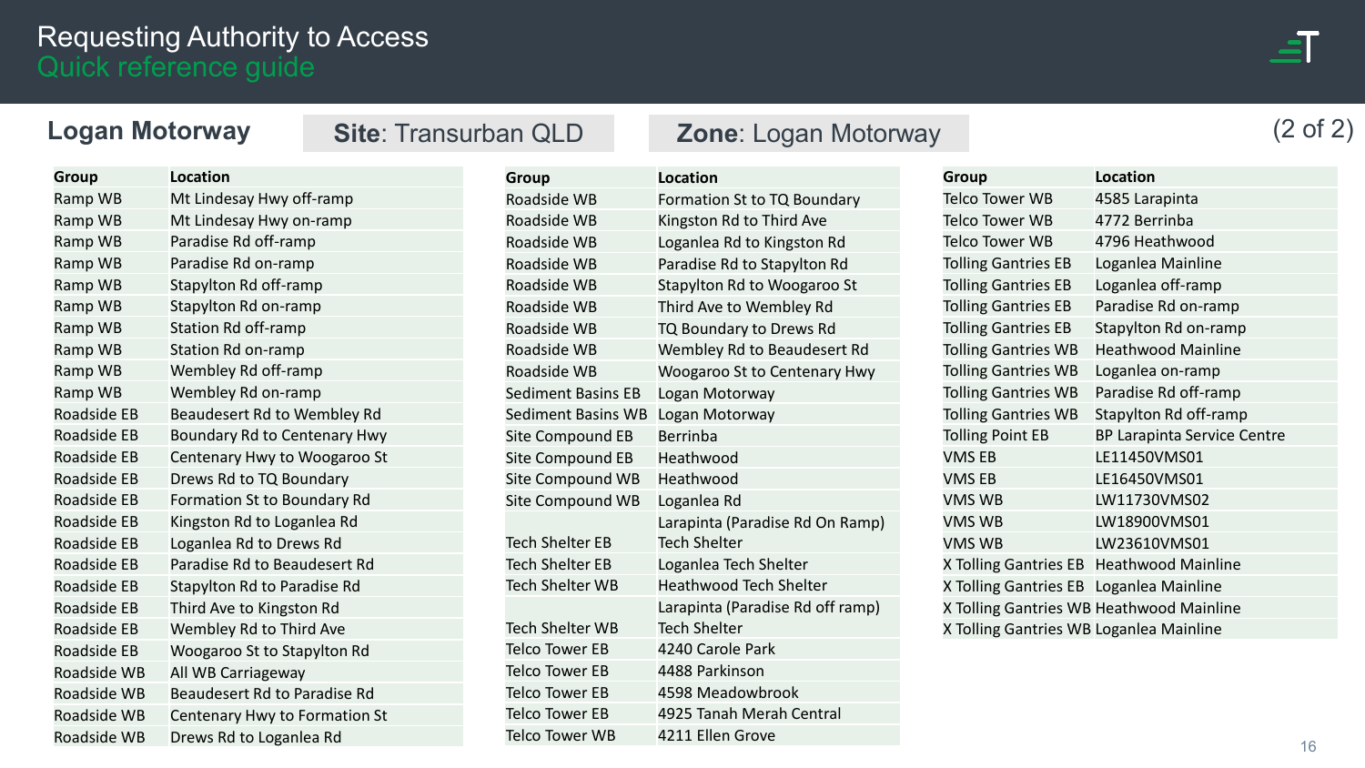# Requesting Authority to Access

## Quick reference guide

**Logan Motorway** | **Site**: Transurban QLD | **Zone**: Logan Motorway | (2 of 2)

| Group | Location |
|---|---|
| Ramp WB | Mt Lindesay Hwy off-ramp |
| Ramp WB | Mt Lindesay Hwy on-ramp |
| Ramp WB | Paradise Rd off-ramp |
| Ramp WB | Paradise Rd on-ramp |
| Ramp WB | Stapylton Rd off-ramp |
| Ramp WB | Stapylton Rd on-ramp |
| Ramp WB | Station Rd off-ramp |
| Ramp WB | Station Rd on-ramp |
| Ramp WB | Wembley Rd off-ramp |
| Ramp WB | Wembley Rd on-ramp |
| Roadside EB | Beaudesert Rd to Wembley Rd |
| Roadside EB | Boundary Rd to Centenary Hwy |
| Roadside EB | Centenary Hwy to Woogaroo St |
| Roadside EB | Drews Rd to TQ Boundary |
| Roadside EB | Formation St to Boundary Rd |
| Roadside EB | Kingston Rd to Loganlea Rd |
| Roadside EB | Loganlea Rd to Drews Rd |
| Roadside EB | Paradise Rd to Beaudesert Rd |
| Roadside EB | Stapylton Rd to Paradise Rd |
| Roadside EB | Third Ave to Kingston Rd |
| Roadside EB | Wembley Rd to Third Ave |
| Roadside EB | Woogaroo St to Stapylton Rd |
| Roadside WB | All WB Carriageway |
| Roadside WB | Beaudesert Rd to Paradise Rd |
| Roadside WB | Centenary Hwy to Formation St |
| Roadside WB | Drews Rd to Loganlea Rd |

| Group | Location |
|---|---|
| Roadside WB | Formation St to TQ Boundary |
| Roadside WB | Kingston Rd to Third Ave |
| Roadside WB | Loganlea Rd to Kingston Rd |
| Roadside WB | Paradise Rd to Stapylton Rd |
| Roadside WB | Stapylton Rd to Woogaroo St |
| Roadside WB | Third Ave to Wembley Rd |
| Roadside WB | TQ Boundary to Drews Rd |
| Roadside WB | Wembley Rd to Beaudesert Rd |
| Roadside WB | Woogaroo St to Centenary Hwy |
| Sediment Basins EB | Logan Motorway |
| Sediment Basins WB | Logan Motorway |
| Site Compound EB | Berrinba |
| Site Compound EB | Heathwood |
| Site Compound WB | Heathwood |
| Site Compound WB | Loganlea Rd |
| Tech Shelter EB | Larapinta (Paradise Rd On Ramp) Tech Shelter |
| Tech Shelter EB | Loganlea Tech Shelter |
| Tech Shelter WB | Heathwood Tech Shelter |
| Tech Shelter WB | Larapinta (Paradise Rd off ramp) Tech Shelter |
| Telco Tower EB | 4240 Carole Park |
| Telco Tower EB | 4488 Parkinson |
| Telco Tower EB | 4598 Meadowbrook |
| Telco Tower EB | 4925 Tanah Merah Central |
| Telco Tower WB | 4211 Ellen Grove |

| Group | Location |
|---|---|
| Telco Tower WB | 4585 Larapinta |
| Telco Tower WB | 4772 Berrinba |
| Telco Tower WB | 4796 Heathwood |
| Tolling Gantries EB | Loganlea Mainline |
| Tolling Gantries EB | Loganlea off-ramp |
| Tolling Gantries EB | Paradise Rd on-ramp |
| Tolling Gantries EB | Stapylton Rd on-ramp |
| Tolling Gantries WB | Heathwood Mainline |
| Tolling Gantries WB | Loganlea on-ramp |
| Tolling Gantries WB | Paradise Rd off-ramp |
| Tolling Gantries WB | Stapylton Rd off-ramp |
| Tolling Point EB | BP Larapinta Service Centre |
| VMS EB | LE11450VMS01 |
| VMS EB | LE16450VMS01 |
| VMS WB | LW11730VMS02 |
| VMS WB | LW18900VMS01 |
| VMS WB | LW23610VMS01 |
| X Tolling Gantries EB | Heathwood Mainline |
| X Tolling Gantries EB | Loganlea Mainline |
| X Tolling Gantries WB | Heathwood Mainline |
| X Tolling Gantries WB | Loganlea Mainline |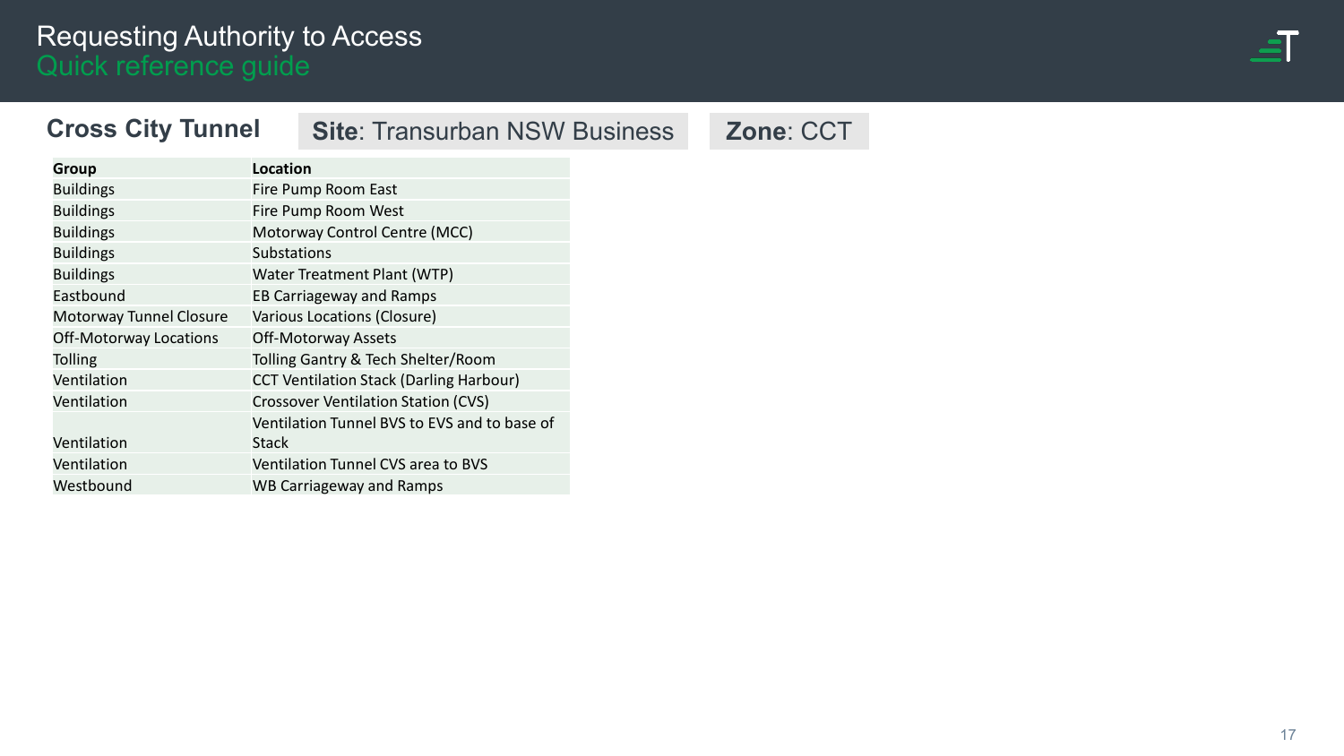# Requesting Authority to Access
## Quick reference guide

### Cross City Tunnel

**Site**: Transurban NSW Business

**Zone**: CCT

| Group | Location |
|---|---|
| Buildings | Fire Pump Room East |
| Buildings | Fire Pump Room West |
| Buildings | Motorway Control Centre (MCC) |
| Buildings | Substations |
| Buildings | Water Treatment Plant (WTP) |
| Eastbound | EB Carriageway and Ramps |
| Motorway Tunnel Closure | Various Locations (Closure) |
| Off-Motorway Locations | Off-Motorway Assets |
| Tolling | Tolling Gantry & Tech Shelter/Room |
| Ventilation | CCT Ventilation Stack (Darling Harbour) |
| Ventilation | Crossover Ventilation Station (CVS) |
| Ventilation | Ventilation Tunnel BVS to EVS and to base of Stack |
| Ventilation | Ventilation Tunnel CVS area to BVS |
| Westbound | WB Carriageway and Ramps |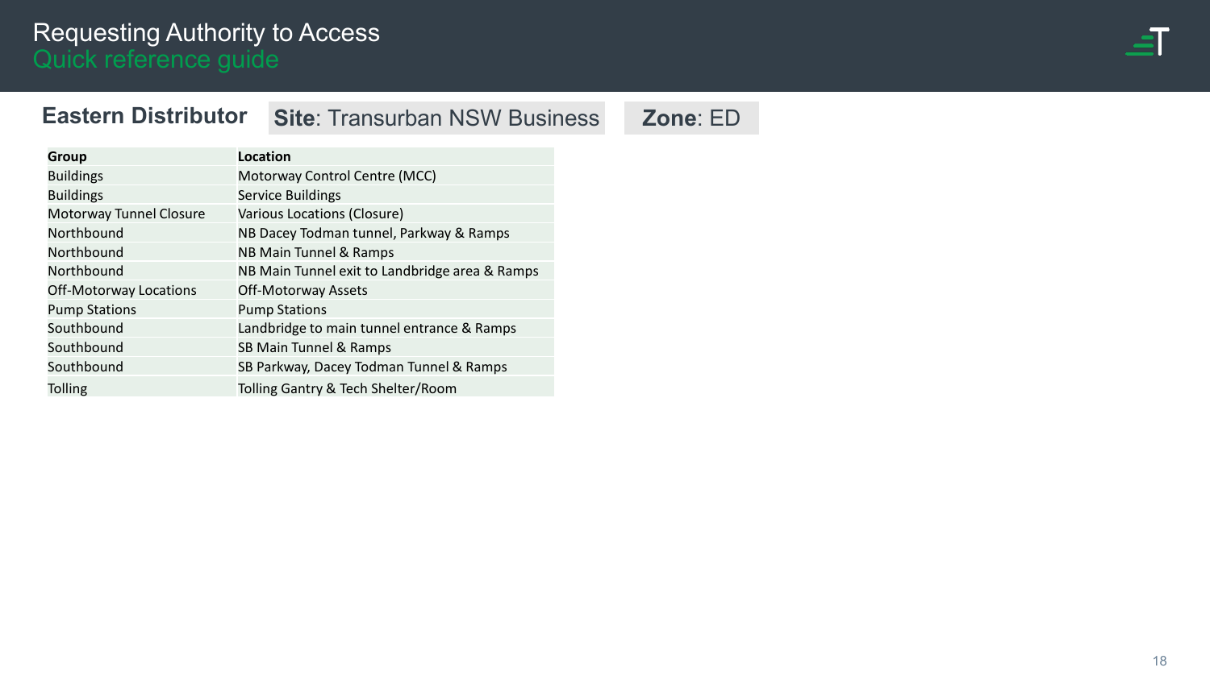# Requesting Authority to Access
## Quick reference guide

### Eastern Distributor

**Site**: Transurban NSW Business

**Zone**: ED

| Group | Location |
|---|---|
| Buildings | Motorway Control Centre (MCC) |
| Buildings | Service Buildings |
| Motorway Tunnel Closure | Various Locations (Closure) |
| Northbound | NB Dacey Todman tunnel, Parkway & Ramps |
| Northbound | NB Main Tunnel & Ramps |
| Northbound | NB Main Tunnel exit to Landbridge area & Ramps |
| Off-Motorway Locations | Off-Motorway Assets |
| Pump Stations | Pump Stations |
| Southbound | Landbridge to main tunnel entrance & Ramps |
| Southbound | SB Main Tunnel & Ramps |
| Southbound | SB Parkway, Dacey Todman Tunnel & Ramps |
| Tolling | Tolling Gantry & Tech Shelter/Room |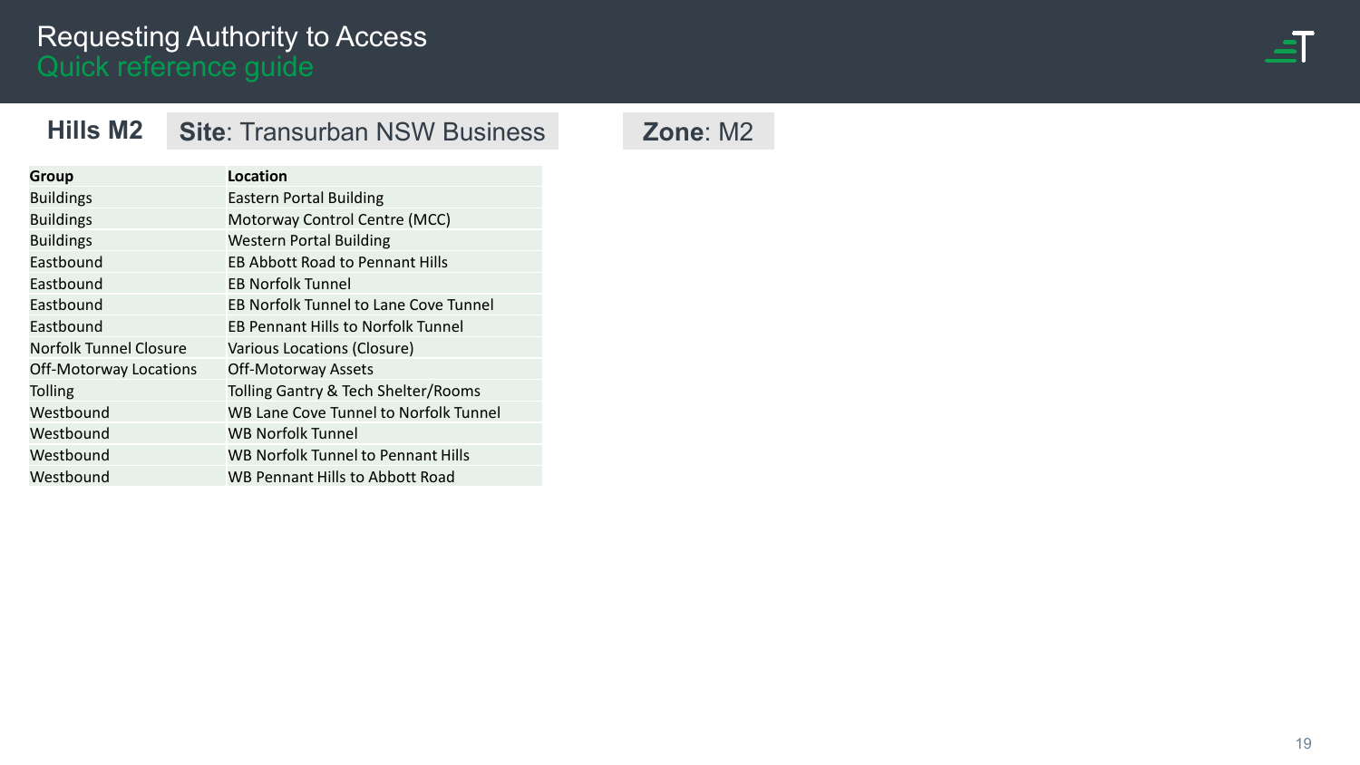# Requesting Authority to Access
## Quick reference guide

**Hills M2** | **Site**: Transurban NSW Business | **Zone**: M2

| Group | Location |
|---|---|
| Buildings | Eastern Portal Building |
| Buildings | Motorway Control Centre (MCC) |
| Buildings | Western Portal Building |
| Eastbound | EB Abbott Road to Pennant Hills |
| Eastbound | EB Norfolk Tunnel |
| Eastbound | EB Norfolk Tunnel to Lane Cove Tunnel |
| Eastbound | EB Pennant Hills to Norfolk Tunnel |
| Norfolk Tunnel Closure | Various Locations (Closure) |
| Off-Motorway Locations | Off-Motorway Assets |
| Tolling | Tolling Gantry & Tech Shelter/Rooms |
| Westbound | WB Lane Cove Tunnel to Norfolk Tunnel |
| Westbound | WB Norfolk Tunnel |
| Westbound | WB Norfolk Tunnel to Pennant Hills |
| Westbound | WB Pennant Hills to Abbott Road |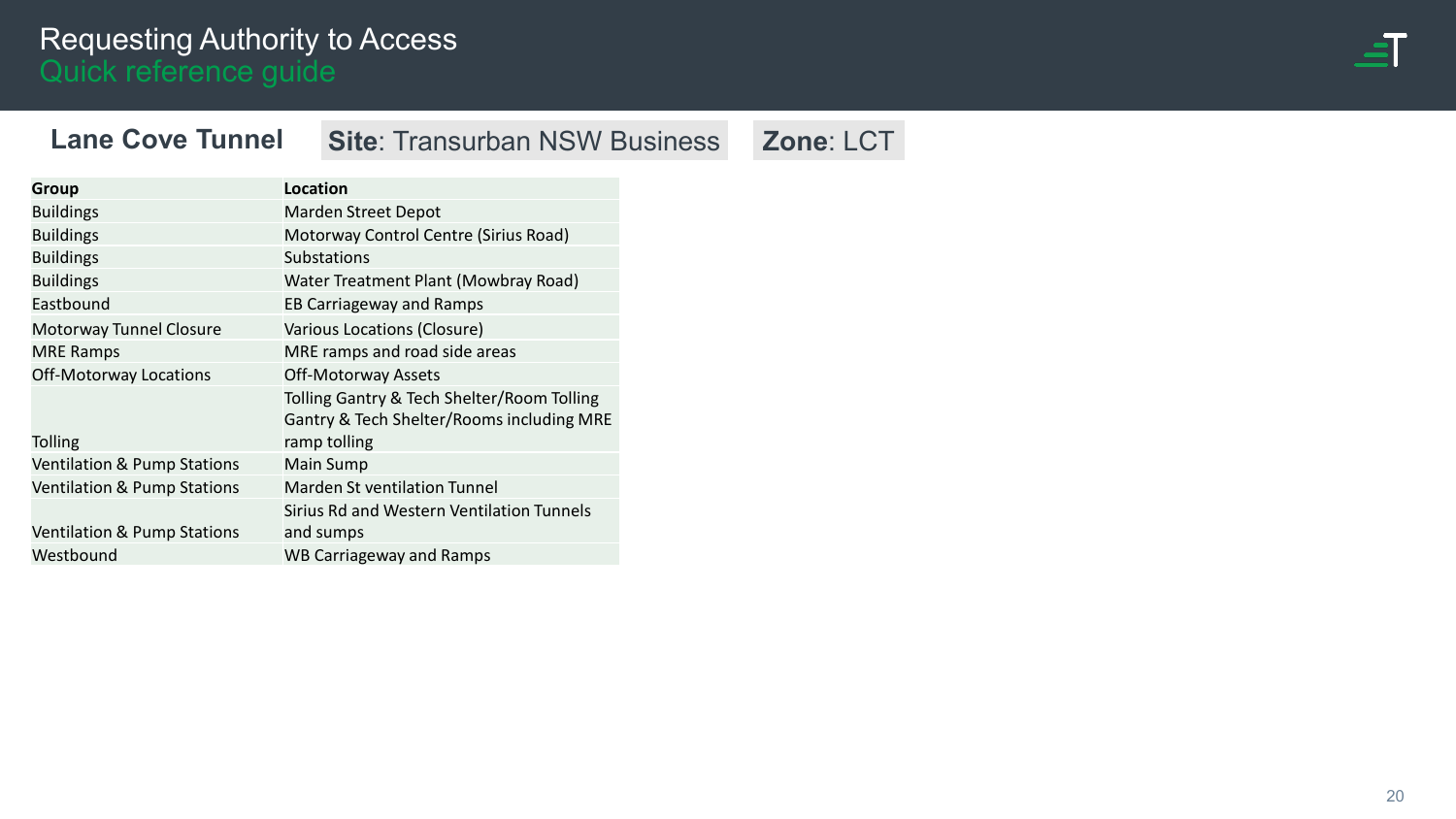# Requesting Authority to Access
## Quick reference guide

**Lane Cove Tunnel** | **Site**: Transurban NSW Business | **Zone**: LCT

| Group | Location |
|---|---|
| Buildings | Marden Street Depot |
| Buildings | Motorway Control Centre (Sirius Road) |
| Buildings | Substations |
| Buildings | Water Treatment Plant (Mowbray Road) |
| Eastbound | EB Carriageway and Ramps |
| Motorway Tunnel Closure | Various Locations (Closure) |
| MRE Ramps | MRE ramps and road side areas |
| Off-Motorway Locations | Off-Motorway Assets |
| Tolling | Tolling Gantry & Tech Shelter/Room Tolling Gantry & Tech Shelter/Rooms including MRE ramp tolling |
| Ventilation & Pump Stations | Main Sump |
| Ventilation & Pump Stations | Marden St ventilation Tunnel |
| Ventilation & Pump Stations | Sirius Rd and Western Ventilation Tunnels and sumps |
| Westbound | WB Carriageway and Ramps |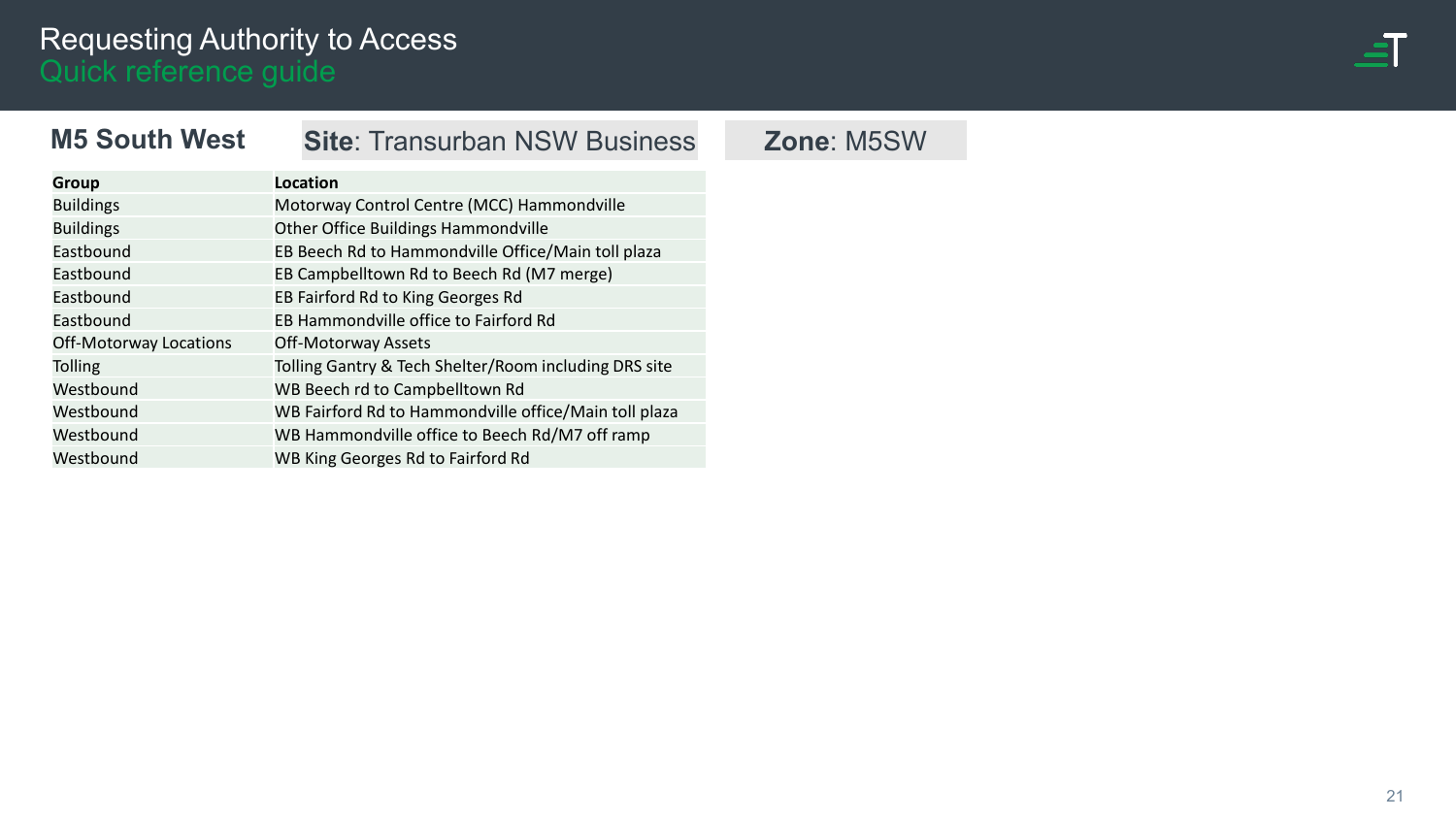# Requesting Authority to Access
## Quick reference guide

### M5 South West

**Site**: Transurban NSW Business

**Zone**: M5SW

| Group | Location |
|---|---|
| Buildings | Motorway Control Centre (MCC) Hammondville |
| Buildings | Other Office Buildings Hammondville |
| Eastbound | EB Beech Rd to Hammondville Office/Main toll plaza |
| Eastbound | EB Campbelltown Rd to Beech Rd (M7 merge) |
| Eastbound | EB Fairford Rd to King Georges Rd |
| Eastbound | EB Hammondville office to Fairford Rd |
| Off-Motorway Locations | Off-Motorway Assets |
| Tolling | Tolling Gantry & Tech Shelter/Room including DRS site |
| Westbound | WB Beech rd to Campbelltown Rd |
| Westbound | WB Fairford Rd to Hammondville office/Main toll plaza |
| Westbound | WB Hammondville office to Beech Rd/M7 off ramp |
| Westbound | WB King Georges Rd to Fairford Rd |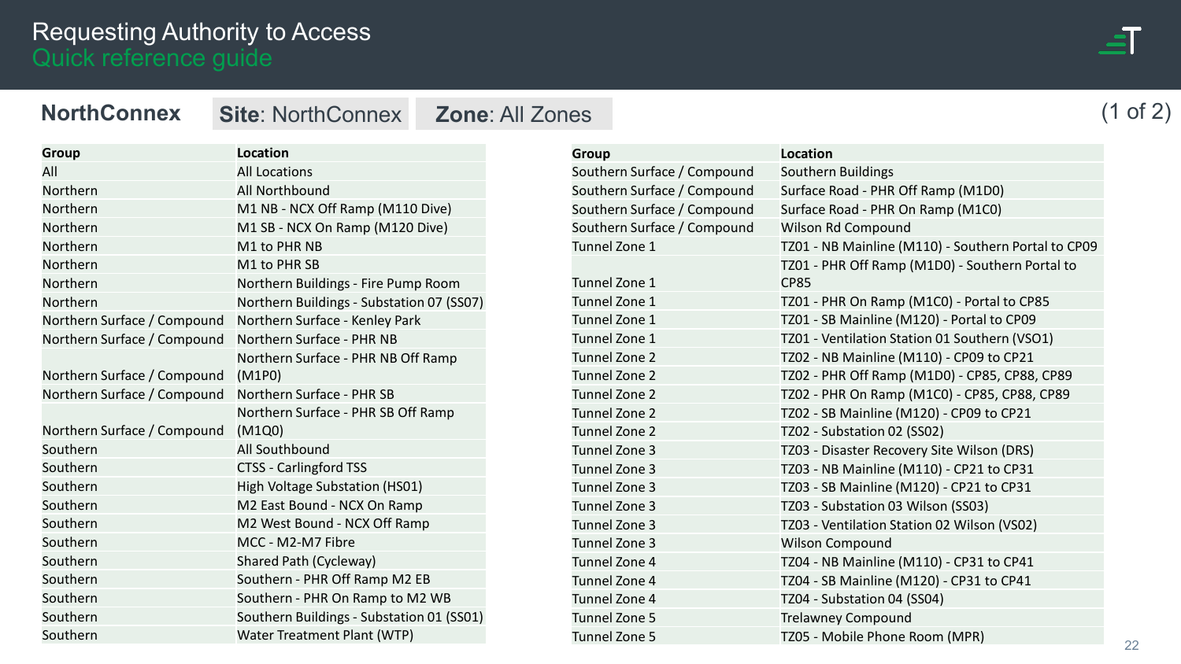# Requesting Authority to Access
## Quick reference guide

**NorthConnex** | **Site**: NorthConnex | **Zone**: All Zones

| Group | Location |
|---|---|
| All | All Locations |
| Northern | All Northbound |
| Northern | M1 NB - NCX Off Ramp (M110 Dive) |
| Northern | M1 SB - NCX On Ramp (M120 Dive) |
| Northern | M1 to PHR NB |
| Northern | M1 to PHR SB |
| Northern | Northern Buildings - Fire Pump Room |
| Northern | Northern Buildings - Substation 07 (SS07) |
| Northern Surface / Compound | Northern Surface - Kenley Park |
| Northern Surface / Compound | Northern Surface - PHR NB |
| Northern Surface / Compound | Northern Surface - PHR NB Off Ramp (M1P0) |
| Northern Surface / Compound | Northern Surface - PHR SB |
| Northern Surface / Compound | Northern Surface - PHR SB Off Ramp (M1Q0) |
| Southern | All Southbound |
| Southern | CTSS - Carlingford TSS |
| Southern | High Voltage Substation (HS01) |
| Southern | M2 East Bound - NCX On Ramp |
| Southern | M2 West Bound - NCX Off Ramp |
| Southern | MCC - M2-M7 Fibre |
| Southern | Shared Path (Cycleway) |
| Southern | Southern - PHR Off Ramp M2 EB |
| Southern | Southern - PHR On Ramp to M2 WB |
| Southern | Southern Buildings - Substation 01 (SS01) |
| Southern | Water Treatment Plant (WTP) |

| Group | Location |
|---|---|
| Southern Surface / Compound | Southern Buildings |
| Southern Surface / Compound | Surface Road - PHR Off Ramp (M1D0) |
| Southern Surface / Compound | Surface Road - PHR On Ramp (M1C0) |
| Southern Surface / Compound | Wilson Rd Compound |
| Tunnel Zone 1 | TZ01 - NB Mainline (M110) - Southern Portal to CP09 |
| Tunnel Zone 1 | TZ01 - PHR Off Ramp (M1D0) - Southern Portal to CP85 |
| Tunnel Zone 1 | TZ01 - PHR On Ramp (M1C0) - Portal to CP85 |
| Tunnel Zone 1 | TZ01 - SB Mainline (M120) - Portal to CP09 |
| Tunnel Zone 1 | TZ01 - Ventilation Station 01 Southern (VSO1) |
| Tunnel Zone 2 | TZ02 - NB Mainline (M110) - CP09 to CP21 |
| Tunnel Zone 2 | TZ02 - PHR Off Ramp (M1D0) - CP85, CP88, CP89 |
| Tunnel Zone 2 | TZ02 - PHR On Ramp (M1C0) - CP85, CP88, CP89 |
| Tunnel Zone 2 | TZ02 - SB Mainline (M120) - CP09 to CP21 |
| Tunnel Zone 2 | TZ02 - Substation 02 (SS02) |
| Tunnel Zone 3 | TZ03 - Disaster Recovery Site Wilson (DRS) |
| Tunnel Zone 3 | TZ03 - NB Mainline (M110) - CP21 to CP31 |
| Tunnel Zone 3 | TZ03 - SB Mainline (M120) - CP21 to CP31 |
| Tunnel Zone 3 | TZ03 - Substation 03 Wilson (SS03) |
| Tunnel Zone 3 | TZ03 - Ventilation Station 02 Wilson (VS02) |
| Tunnel Zone 3 | Wilson Compound |
| Tunnel Zone 4 | TZ04 - NB Mainline (M110) - CP31 to CP41 |
| Tunnel Zone 4 | TZ04 - SB Mainline (M120) - CP31 to CP41 |
| Tunnel Zone 4 | TZ04 - Substation 04 (SS04) |
| Tunnel Zone 5 | Trelawney Compound |
| Tunnel Zone 5 | TZ05 - Mobile Phone Room (MPR) |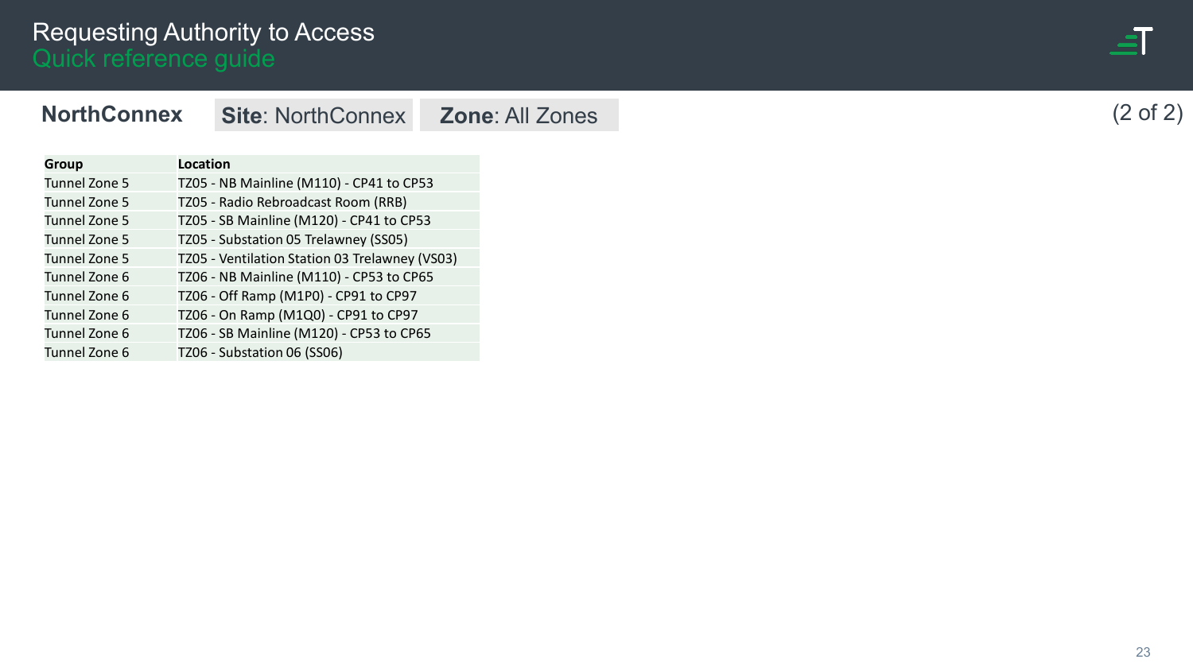# Requesting Authority to Access
## Quick reference guide

**NorthConnex** | **Site**: NorthConnex | **Zone**: All Zones

(2 of 2)

| Group | Location |
|---|---|
| Tunnel Zone 5 | TZ05 - NB Mainline (M110) - CP41 to CP53 |
| Tunnel Zone 5 | TZ05 - Radio Rebroadcast Room (RRB) |
| Tunnel Zone 5 | TZ05 - SB Mainline (M120) - CP41 to CP53 |
| Tunnel Zone 5 | TZ05 - Substation 05 Trelawney (SS05) |
| Tunnel Zone 5 | TZ05 - Ventilation Station 03 Trelawney (VS03) |
| Tunnel Zone 6 | TZ06 - NB Mainline (M110) - CP53 to CP65 |
| Tunnel Zone 6 | TZ06 - Off Ramp (M1P0) - CP91 to CP97 |
| Tunnel Zone 6 | TZ06 - On Ramp (M1Q0) - CP91 to CP97 |
| Tunnel Zone 6 | TZ06 - SB Mainline (M120) - CP53 to CP65 |
| Tunnel Zone 6 | TZ06 - Substation 06 (SS06) |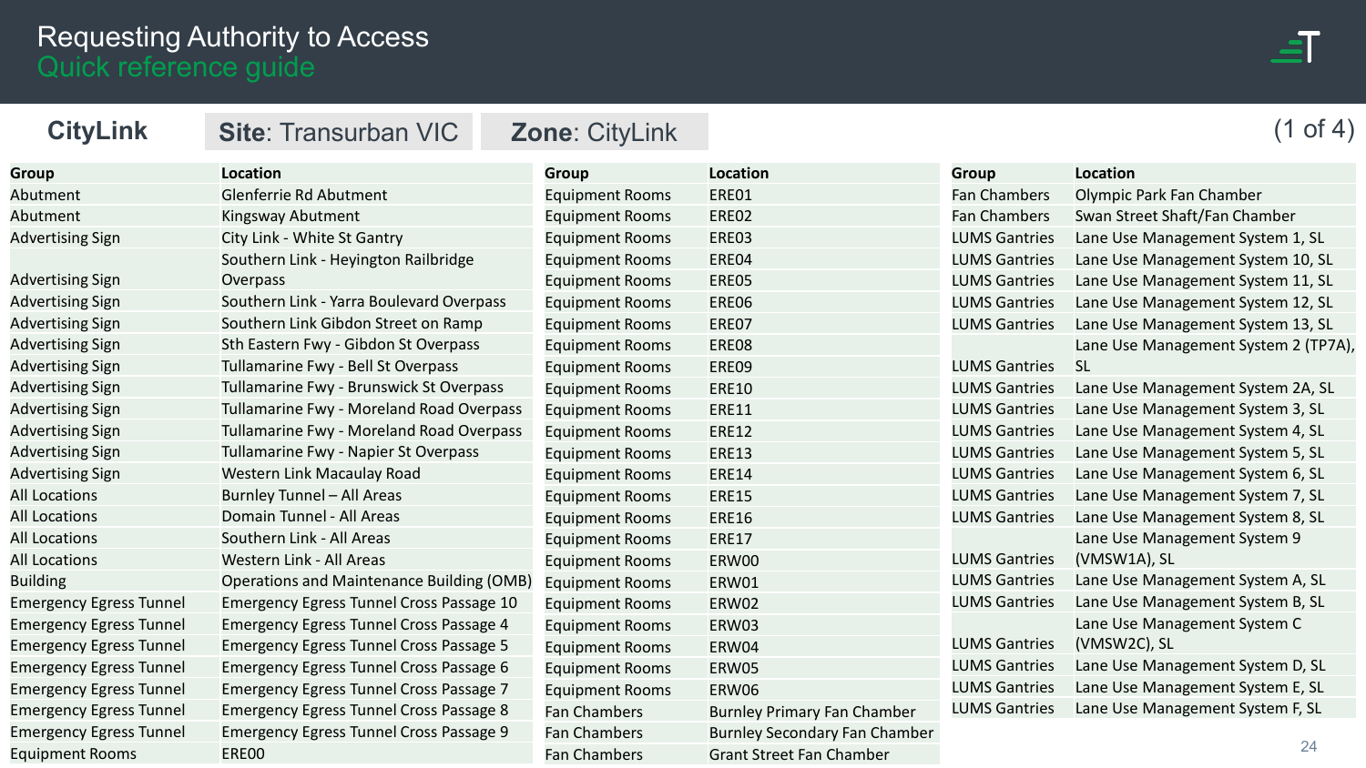# Requesting Authority to Access

## Quick reference guide

**CityLink** | **Site**: Transurban VIC | **Zone**: CityLink

| Group | Location |
|---|---|
| Abutment | Glenferrie Rd Abutment |
| Abutment | Kingsway Abutment |
| Advertising Sign | City Link - White St Gantry |
| Advertising Sign | Southern Link - Heyington Railbridge Overpass |
| Advertising Sign | Southern Link - Yarra Boulevard Overpass |
| Advertising Sign | Southern Link Gibdon Street on Ramp |
| Advertising Sign | Sth Eastern Fwy - Gibdon St Overpass |
| Advertising Sign | Tullamarine Fwy - Bell St Overpass |
| Advertising Sign | Tullamarine Fwy - Brunswick St Overpass |
| Advertising Sign | Tullamarine Fwy - Moreland Road Overpass |
| Advertising Sign | Tullamarine Fwy - Moreland Road Overpass |
| Advertising Sign | Tullamarine Fwy - Napier St Overpass |
| Advertising Sign | Western Link Macaulay Road |
| All Locations | Burnley Tunnel – All Areas |
| All Locations | Domain Tunnel - All Areas |
| All Locations | Southern Link - All Areas |
| All Locations | Western Link - All Areas |
| Building | Operations and Maintenance Building (OMB) |
| Emergency Egress Tunnel | Emergency Egress Tunnel Cross Passage 10 |
| Emergency Egress Tunnel | Emergency Egress Tunnel Cross Passage 4 |
| Emergency Egress Tunnel | Emergency Egress Tunnel Cross Passage 5 |
| Emergency Egress Tunnel | Emergency Egress Tunnel Cross Passage 6 |
| Emergency Egress Tunnel | Emergency Egress Tunnel Cross Passage 7 |
| Emergency Egress Tunnel | Emergency Egress Tunnel Cross Passage 8 |
| Emergency Egress Tunnel | Emergency Egress Tunnel Cross Passage 9 |
| Equipment Rooms | ERE00 |
| Equipment Rooms | ERE01 |
| Equipment Rooms | ERE02 |
| Equipment Rooms | ERE03 |
| Equipment Rooms | ERE04 |
| Equipment Rooms | ERE05 |
| Equipment Rooms | ERE06 |
| Equipment Rooms | ERE07 |
| Equipment Rooms | ERE08 |
| Equipment Rooms | ERE09 |
| Equipment Rooms | ERE10 |
| Equipment Rooms | ERE11 |
| Equipment Rooms | ERE12 |
| Equipment Rooms | ERE13 |
| Equipment Rooms | ERE14 |
| Equipment Rooms | ERE15 |
| Equipment Rooms | ERE16 |
| Equipment Rooms | ERE17 |
| Equipment Rooms | ERW00 |
| Equipment Rooms | ERW01 |
| Equipment Rooms | ERW02 |
| Equipment Rooms | ERW03 |
| Equipment Rooms | ERW04 |
| Equipment Rooms | ERW05 |
| Equipment Rooms | ERW06 |
| Fan Chambers | Burnley Primary Fan Chamber |
| Fan Chambers | Burnley Secondary Fan Chamber |
| Fan Chambers | Grant Street Fan Chamber |
| Fan Chambers | Olympic Park Fan Chamber |
| Fan Chambers | Swan Street Shaft/Fan Chamber |
| LUMS Gantries | Lane Use Management System 1, SL |
| LUMS Gantries | Lane Use Management System 10, SL |
| LUMS Gantries | Lane Use Management System 11, SL |
| LUMS Gantries | Lane Use Management System 12, SL |
| LUMS Gantries | Lane Use Management System 13, SL |
| LUMS Gantries | Lane Use Management System 2 (TP7A), SL |
| LUMS Gantries | Lane Use Management System 2A, SL |
| LUMS Gantries | Lane Use Management System 3, SL |
| LUMS Gantries | Lane Use Management System 4, SL |
| LUMS Gantries | Lane Use Management System 5, SL |
| LUMS Gantries | Lane Use Management System 6, SL |
| LUMS Gantries | Lane Use Management System 7, SL |
| LUMS Gantries | Lane Use Management System 8, SL |
| LUMS Gantries | Lane Use Management System 9 (VMSW1A), SL |
| LUMS Gantries | Lane Use Management System A, SL |
| LUMS Gantries | Lane Use Management System B, SL |
| LUMS Gantries | Lane Use Management System C (VMSW2C), SL |
| LUMS Gantries | Lane Use Management System D, SL |
| LUMS Gantries | Lane Use Management System E, SL |
| LUMS Gantries | Lane Use Management System F, SL |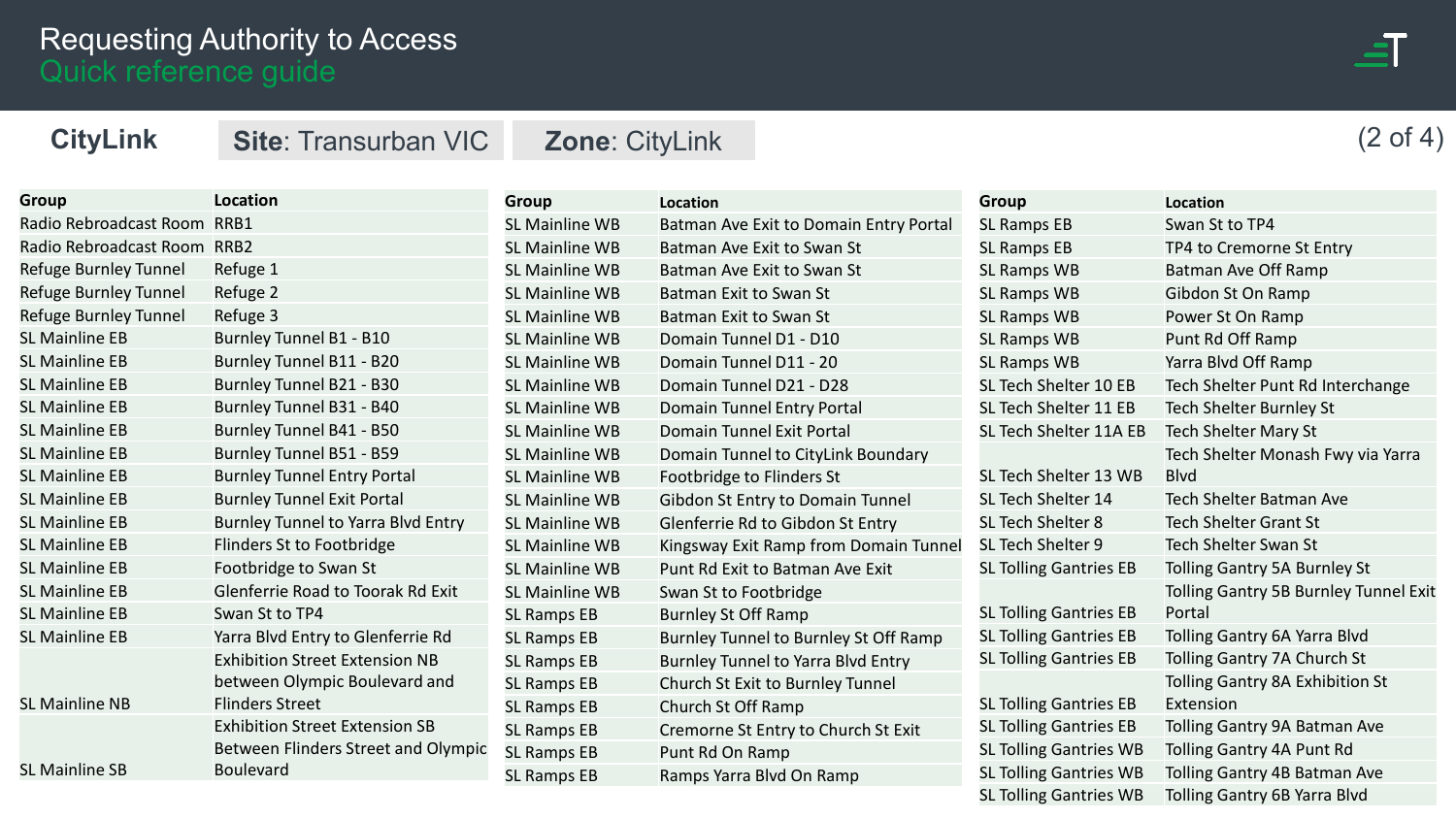# Requesting Authority to Access
## Quick reference guide

**CityLink** | **Site**: Transurban VIC | **Zone**: CityLink

| Group | Location |
|---|---|
| Radio Rebroadcast Room | RRB1 |
| Radio Rebroadcast Room | RRB2 |
| Refuge Burnley Tunnel | Refuge 1 |
| Refuge Burnley Tunnel | Refuge 2 |
| Refuge Burnley Tunnel | Refuge 3 |
| SL Mainline EB | Burnley Tunnel B1 - B10 |
| SL Mainline EB | Burnley Tunnel B11 - B20 |
| SL Mainline EB | Burnley Tunnel B21 - B30 |
| SL Mainline EB | Burnley Tunnel B31 - B40 |
| SL Mainline EB | Burnley Tunnel B41 - B50 |
| SL Mainline EB | Burnley Tunnel B51 - B59 |
| SL Mainline EB | Burnley Tunnel Entry Portal |
| SL Mainline EB | Burnley Tunnel Exit Portal |
| SL Mainline EB | Burnley Tunnel to Yarra Blvd Entry |
| SL Mainline EB | Flinders St to Footbridge |
| SL Mainline EB | Footbridge to Swan St |
| SL Mainline EB | Glenferrie Road to Toorak Rd Exit |
| SL Mainline EB | Swan St to TP4 |
| SL Mainline EB | Yarra Blvd Entry to Glenferrie Rd |
| SL Mainline NB | Exhibition Street Extension NB between Olympic Boulevard and Flinders Street |
| SL Mainline SB | Exhibition Street Extension SB Between Flinders Street and Olympic Boulevard |
| SL Mainline WB | Batman Ave Exit to Domain Entry Portal |
| SL Mainline WB | Batman Ave Exit to Swan St |
| SL Mainline WB | Batman Ave Exit to Swan St |
| SL Mainline WB | Batman Exit to Swan St |
| SL Mainline WB | Batman Exit to Swan St |
| SL Mainline WB | Domain Tunnel D1 - D10 |
| SL Mainline WB | Domain Tunnel D11 - 20 |
| SL Mainline WB | Domain Tunnel D21 - D28 |
| SL Mainline WB | Domain Tunnel Entry Portal |
| SL Mainline WB | Domain Tunnel Exit Portal |
| SL Mainline WB | Domain Tunnel to CityLink Boundary |
| SL Mainline WB | Footbridge to Flinders St |
| SL Mainline WB | Gibdon St Entry to Domain Tunnel |
| SL Mainline WB | Glenferrie Rd to Gibdon St Entry |
| SL Mainline WB | Kingsway Exit Ramp from Domain Tunnel |
| SL Mainline WB | Punt Rd Exit to Batman Ave Exit |
| SL Mainline WB | Swan St to Footbridge |
| SL Ramps EB | Burnley St Off Ramp |
| SL Ramps EB | Burnley Tunnel to Burnley St Off Ramp |
| SL Ramps EB | Burnley Tunnel to Yarra Blvd Entry |
| SL Ramps EB | Church St Exit to Burnley Tunnel |
| SL Ramps EB | Church St Off Ramp |
| SL Ramps EB | Cremorne St Entry to Church St Exit |
| SL Ramps EB | Punt Rd On Ramp |
| SL Ramps EB | Ramps Yarra Blvd On Ramp |
| SL Ramps EB | Swan St to TP4 |
| SL Ramps EB | TP4 to Cremorne St Entry |
| SL Ramps WB | Batman Ave Off Ramp |
| SL Ramps WB | Gibdon St On Ramp |
| SL Ramps WB | Power St On Ramp |
| SL Ramps WB | Punt Rd Off Ramp |
| SL Ramps WB | Yarra Blvd Off Ramp |
| SL Tech Shelter 10 EB | Tech Shelter Punt Rd Interchange |
| SL Tech Shelter 11 EB | Tech Shelter Burnley St |
| SL Tech Shelter 11A EB | Tech Shelter Mary St |
| SL Tech Shelter 13 WB | Tech Shelter Monash Fwy via Yarra Blvd |
| SL Tech Shelter 14 | Tech Shelter Batman Ave |
| SL Tech Shelter 8 | Tech Shelter Grant St |
| SL Tech Shelter 9 | Tech Shelter Swan St |
| SL Tolling Gantries EB | Tolling Gantry 5A Burnley St |
| SL Tolling Gantries EB | Tolling Gantry 5B Burnley Tunnel Exit Portal |
| SL Tolling Gantries EB | Tolling Gantry 6A Yarra Blvd |
| SL Tolling Gantries EB | Tolling Gantry 7A Church St |
| SL Tolling Gantries EB | Tolling Gantry 8A Exhibition St Extension |
| SL Tolling Gantries EB | Tolling Gantry 9A Batman Ave |
| SL Tolling Gantries WB | Tolling Gantry 4A Punt Rd |
| SL Tolling Gantries WB | Tolling Gantry 4B Batman Ave |
| SL Tolling Gantries WB | Tolling Gantry 6B Yarra Blvd |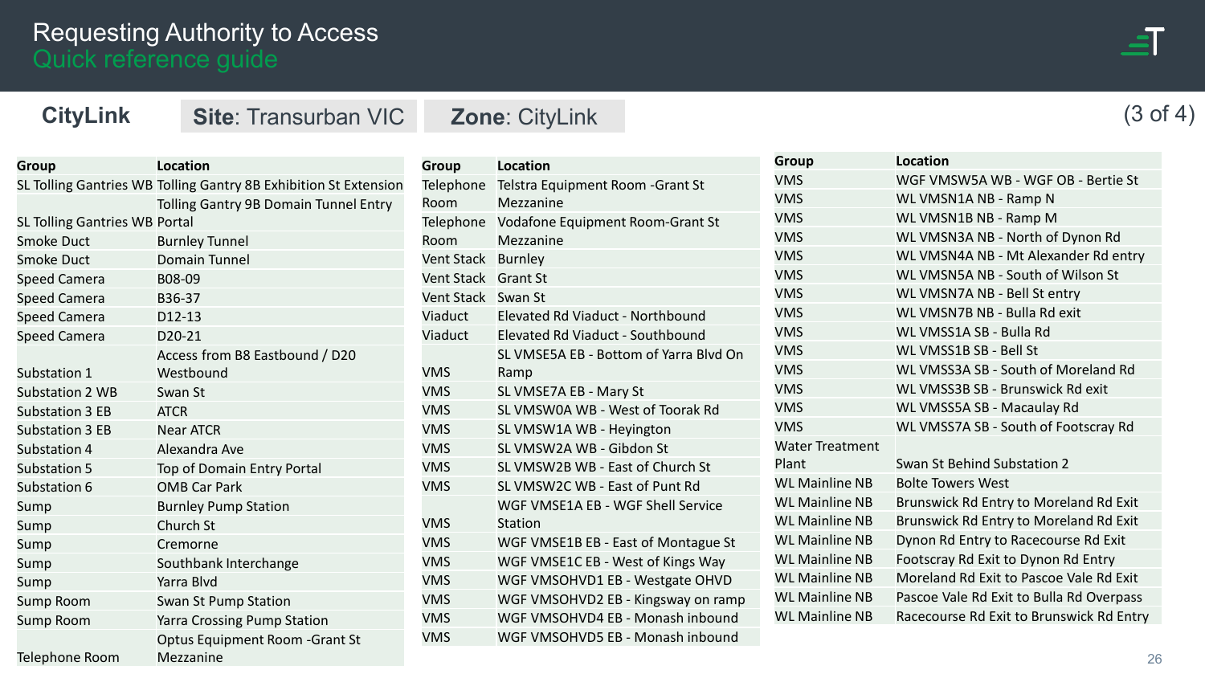# Requesting Authority to Access
## Quick reference guide

**CityLink** | **Site**: Transurban VIC | **Zone**: CityLink

(3 of 4)

| Group | Location |
|---|---|
| SL Tolling Gantries WB | Tolling Gantry 8B Exhibition St Extension |
| SL Tolling Gantries WB | Tolling Gantry 9B Domain Tunnel Entry Portal |
| Smoke Duct | Burnley Tunnel |
| Smoke Duct | Domain Tunnel |
| Speed Camera | B08-09 |
| Speed Camera | B36-37 |
| Speed Camera | D12-13 |
| Speed Camera | D20-21 |
| Substation 1 | Access from B8 Eastbound / D20 Westbound |
| Substation 2 WB | Swan St |
| Substation 3 EB | ATCR |
| Substation 3 EB | Near ATCR |
| Substation 4 | Alexandra Ave |
| Substation 5 | Top of Domain Entry Portal |
| Substation 6 | OMB Car Park |
| Sump | Burnley Pump Station |
| Sump | Church St |
| Sump | Cremorne |
| Sump | Southbank Interchange |
| Sump | Yarra Blvd |
| Sump Room | Swan St Pump Station |
| Sump Room | Yarra Crossing Pump Station |
| Telephone Room | Optus Equipment Room -Grant St Mezzanine |

| Group | Location |
|---|---|
| Telephone Room | Telstra Equipment Room -Grant St Mezzanine |
| Telephone Room | Vodafone Equipment Room-Grant St Mezzanine |
| Vent Stack | Burnley |
| Vent Stack | Grant St |
| Vent Stack | Swan St |
| Viaduct | Elevated Rd Viaduct - Northbound |
| Viaduct | Elevated Rd Viaduct - Southbound |
| VMS | SL VMSE5A EB - Bottom of Yarra Blvd On Ramp |
| VMS | SL VMSE7A EB - Mary St |
| VMS | SL VMSW0A WB - West of Toorak Rd |
| VMS | SL VMSW1A WB - Heyington |
| VMS | SL VMSW2A WB - Gibdon St |
| VMS | SL VMSW2B WB - East of Church St |
| VMS | SL VMSW2C WB - East of Punt Rd |
| VMS | WGF VMSE1A EB - WGF Shell Service Station |
| VMS | WGF VMSE1B EB - East of Montague St |
| VMS | WGF VMSE1C EB - West of Kings Way |
| VMS | WGF VMSOHVD1 EB - Westgate OHVD |
| VMS | WGF VMSOHVD2 EB - Kingsway on ramp |
| VMS | WGF VMSOHVD4 EB - Monash inbound |
| VMS | WGF VMSOHVD5 EB - Monash inbound |

| Group | Location |
|---|---|
| VMS | WGF VMSW5A WB - WGF OB - Bertie St |
| VMS | WL VMSN1A NB - Ramp N |
| VMS | WL VMSN1B NB - Ramp M |
| VMS | WL VMSN3A NB - North of Dynon Rd |
| VMS | WL VMSN4A NB - Mt Alexander Rd entry |
| VMS | WL VMSN5A NB - South of Wilson St |
| VMS | WL VMSN7A NB - Bell St entry |
| VMS | WL VMSN7B NB - Bulla Rd exit |
| VMS | WL VMSS1A SB - Bulla Rd |
| VMS | WL VMSS1B SB - Bell St |
| VMS | WL VMSS3A SB - South of Moreland Rd |
| VMS | WL VMSS3B SB - Brunswick Rd exit |
| VMS | WL VMSS5A SB - Macaulay Rd |
| VMS | WL VMSS7A SB - South of Footscray Rd |
| Water Treatment Plant | Swan St Behind Substation 2 |
| WL Mainline NB | Bolte Towers West |
| WL Mainline NB | Brunswick Rd Entry to Moreland Rd Exit |
| WL Mainline NB | Brunswick Rd Entry to Moreland Rd Exit |
| WL Mainline NB | Dynon Rd Entry to Racecourse Rd Exit |
| WL Mainline NB | Footscray Rd Exit to Dynon Rd Entry |
| WL Mainline NB | Moreland Rd Exit to Pascoe Vale Rd Exit |
| WL Mainline NB | Pascoe Vale Rd Exit to Bulla Rd Overpass |
| WL Mainline NB | Racecourse Rd Exit to Brunswick Rd Entry |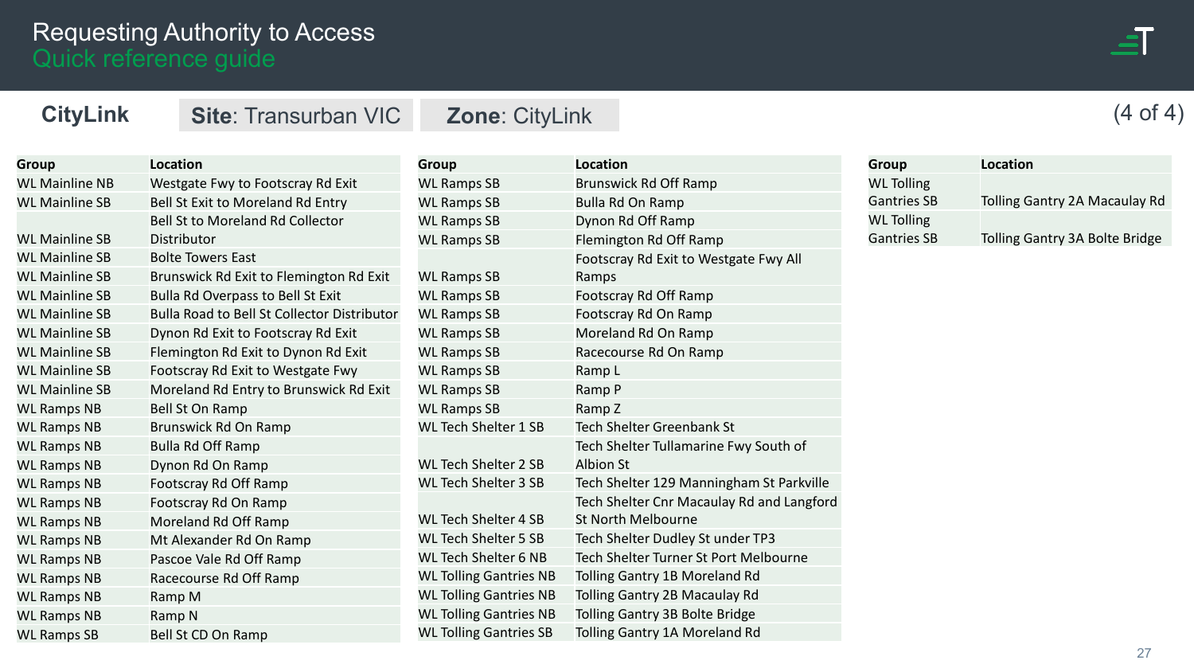# Requesting Authority to Access
## Quick reference guide

**CityLink** | **Site**: Transurban VIC | **Zone**: CityLink

(4 of 4)

| Group | Location |
|---|---|
| WL Mainline NB | Westgate Fwy to Footscray Rd Exit |
| WL Mainline SB | Bell St Exit to Moreland Rd Entry |
| WL Mainline SB | Bell St to Moreland Rd Collector Distributor |
| WL Mainline SB | Bolte Towers East |
| WL Mainline SB | Brunswick Rd Exit to Flemington Rd Exit |
| WL Mainline SB | Bulla Rd Overpass to Bell St Exit |
| WL Mainline SB | Bulla Road to Bell St Collector Distributor |
| WL Mainline SB | Dynon Rd Exit to Footscray Rd Exit |
| WL Mainline SB | Flemington Rd Exit to Dynon Rd Exit |
| WL Mainline SB | Footscray Rd Exit to Westgate Fwy |
| WL Mainline SB | Moreland Rd Entry to Brunswick Rd Exit |
| WL Ramps NB | Bell St On Ramp |
| WL Ramps NB | Brunswick Rd On Ramp |
| WL Ramps NB | Bulla Rd Off Ramp |
| WL Ramps NB | Dynon Rd On Ramp |
| WL Ramps NB | Footscray Rd Off Ramp |
| WL Ramps NB | Footscray Rd On Ramp |
| WL Ramps NB | Moreland Rd Off Ramp |
| WL Ramps NB | Mt Alexander Rd On Ramp |
| WL Ramps NB | Pascoe Vale Rd Off Ramp |
| WL Ramps NB | Racecourse Rd Off Ramp |
| WL Ramps NB | Ramp M |
| WL Ramps NB | Ramp N |
| WL Ramps SB | Bell St CD On Ramp |
| WL Ramps SB | Brunswick Rd Off Ramp |
| WL Ramps SB | Bulla Rd On Ramp |
| WL Ramps SB | Dynon Rd Off Ramp |
| WL Ramps SB | Flemington Rd Off Ramp |
| WL Ramps SB | Footscray Rd Exit to Westgate Fwy All Ramps |
| WL Ramps SB | Footscray Rd Off Ramp |
| WL Ramps SB | Footscray Rd On Ramp |
| WL Ramps SB | Moreland Rd On Ramp |
| WL Ramps SB | Racecourse Rd On Ramp |
| WL Ramps SB | Ramp L |
| WL Ramps SB | Ramp P |
| WL Ramps SB | Ramp Z |
| WL Tech Shelter 1 SB | Tech Shelter Greenbank St |
| WL Tech Shelter 2 SB | Tech Shelter Tullamarine Fwy South of Albion St |
| WL Tech Shelter 3 SB | Tech Shelter 129 Manningham St Parkville |
| WL Tech Shelter 4 SB | Tech Shelter Cnr Macaulay Rd and Langford St North Melbourne |
| WL Tech Shelter 5 SB | Tech Shelter Dudley St under TP3 |
| WL Tech Shelter 6 NB | Tech Shelter Turner St Port Melbourne |
| WL Tolling Gantries NB | Tolling Gantry 1B Moreland Rd |
| WL Tolling Gantries NB | Tolling Gantry 2B Macaulay Rd |
| WL Tolling Gantries NB | Tolling Gantry 3B Bolte Bridge |
| WL Tolling Gantries SB | Tolling Gantry 1A Moreland Rd |
| WL Tolling Gantries SB | Tolling Gantry 2A Macaulay Rd |
| WL Tolling Gantries SB | Tolling Gantry 3A Bolte Bridge |